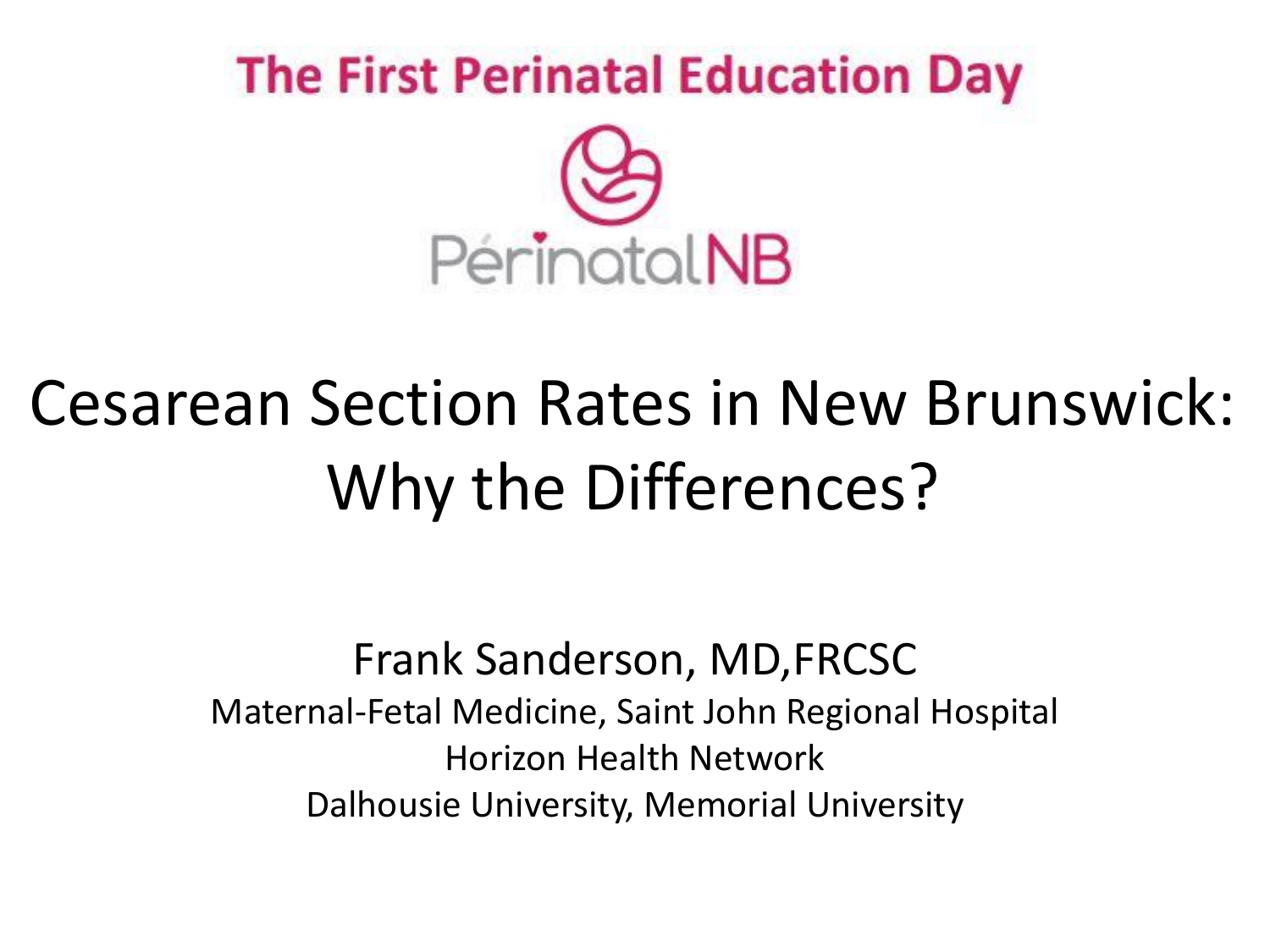The First Perinatal Education Day

PérinatalNB

# Cesarean Section Rates in New Brunswick: Why the Differences?

Frank Sanderson, MD,FRCSC

Maternal-Fetal Medicine, Saint John Regional Hospital

Horizon Health Network

Dalhousie University, Memorial University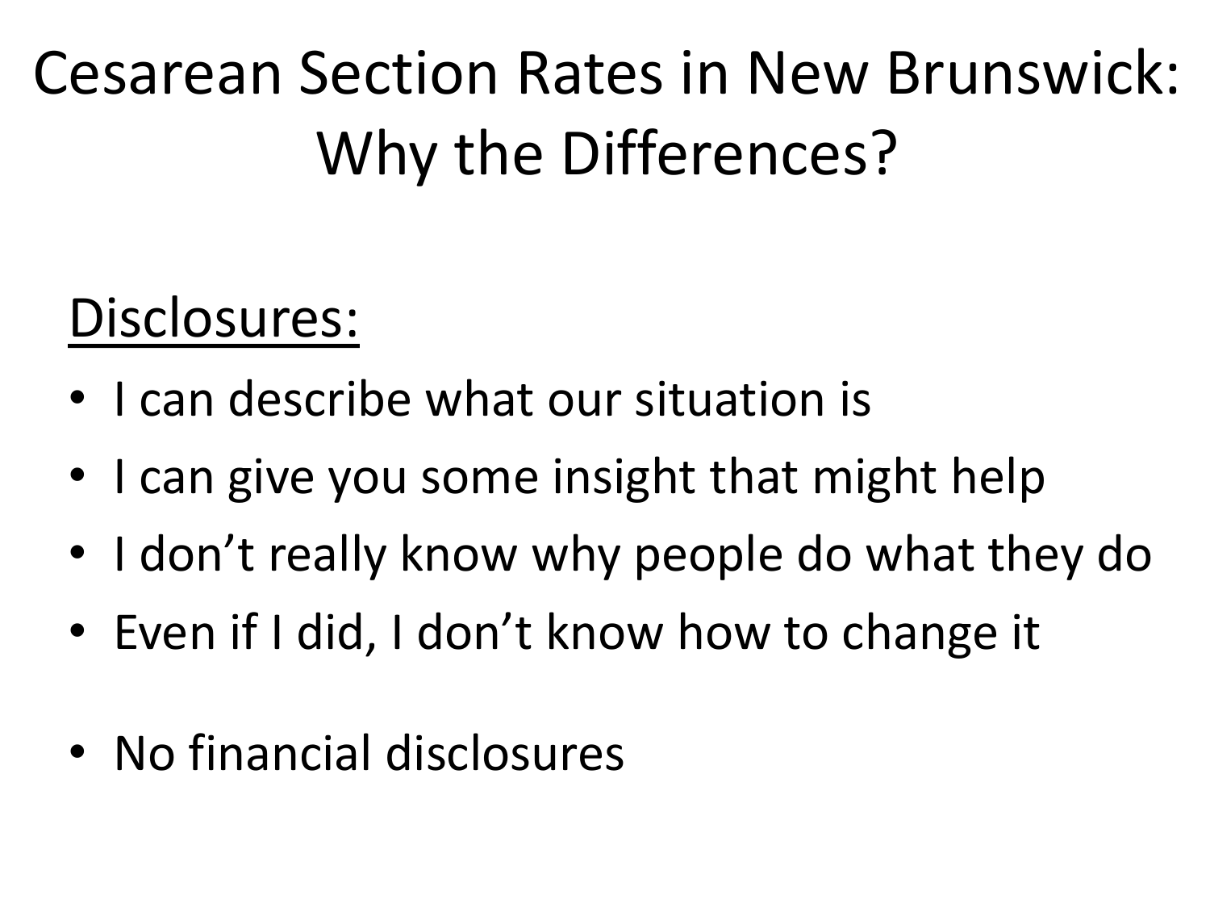# Cesarean Section Rates in New Brunswick: Why the Differences?

## Disclosures:

- I can describe what our situation is
- I can give you some insight that might help
- I don't really know why people do what they do
- Even if I did, I don't know how to change it

- No financial disclosures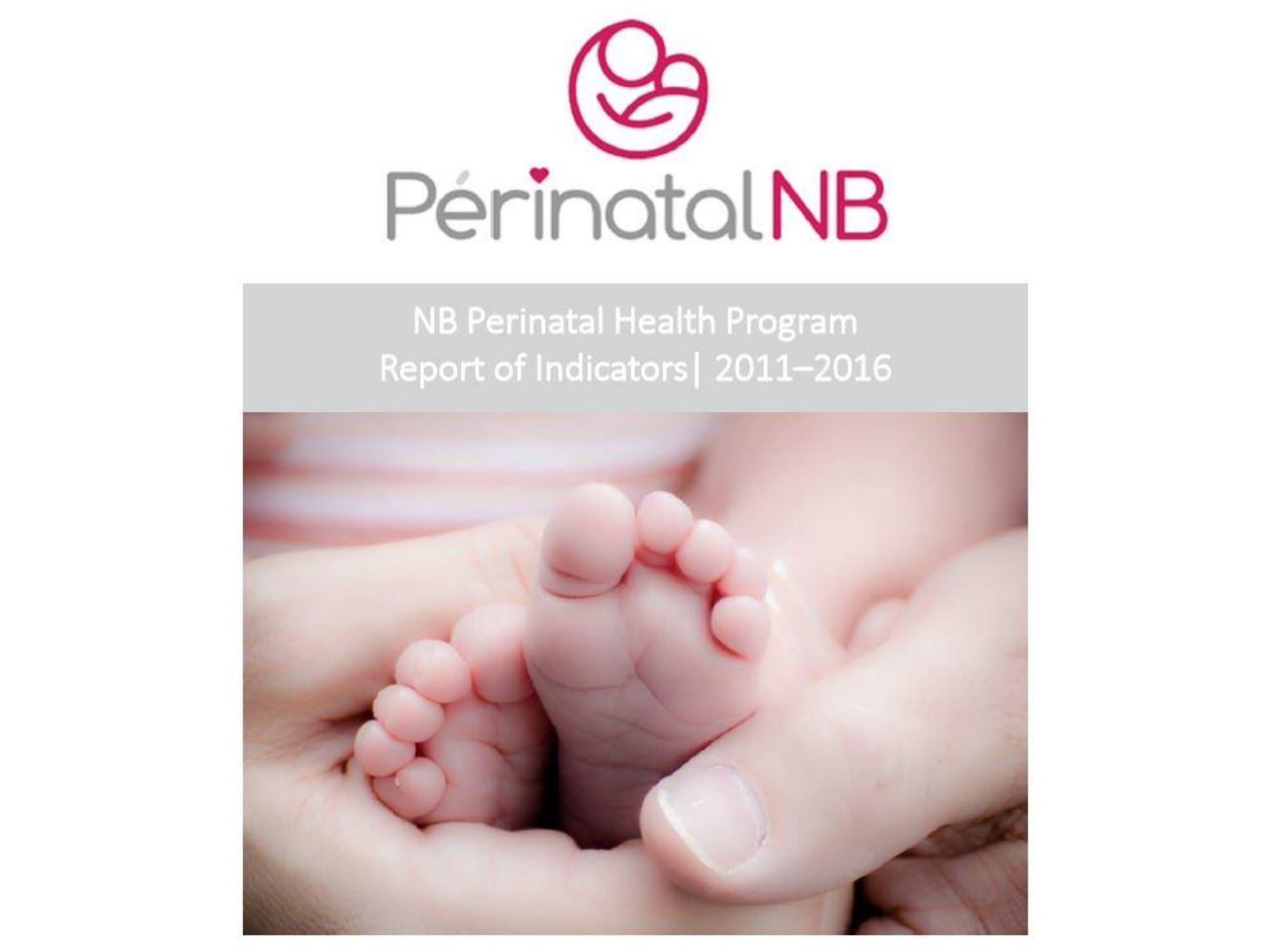PérinatalNB

NB Perinatal Health Program
Report of Indicators| 2011–2016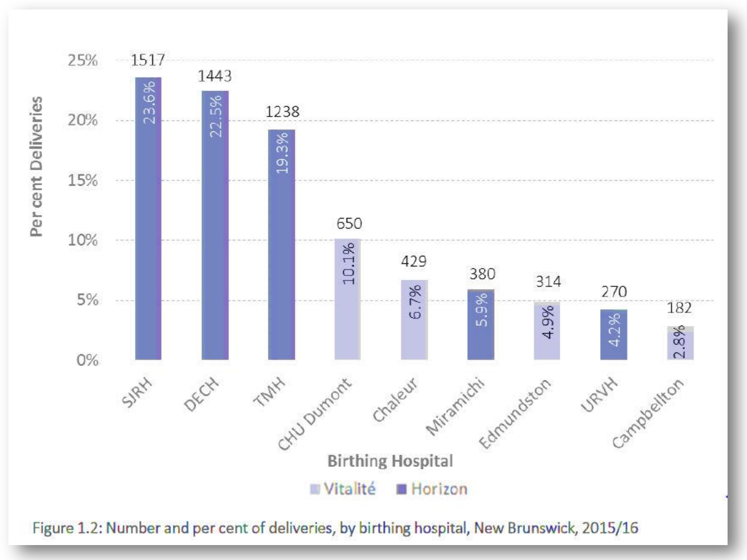| Birthing Hospital | Health Authority | Number of Deliveries | Per cent Deliveries |
|---|---|---|---|
| SJRH | Horizon | 1517 | 23.6% |
| DECH | Horizon | 1443 | 22.5% |
| TMH | Horizon | 1238 | 19.3% |
| CHU Dumont | Vitalité | 650 | 10.1% |
| Chaleur | Vitalité | 429 | 6.7% |
| Miramichi | Horizon | 380 | 5.9% |
| Edmundston | Vitalité | 314 | 4.9% |
| URVH | Horizon | 270 | 4.2% |
| Campbellton | Vitalité | 182 | 2.8% |

Figure 1.2: Number and per cent of deliveries, by birthing hospital, New Brunswick, 2015/16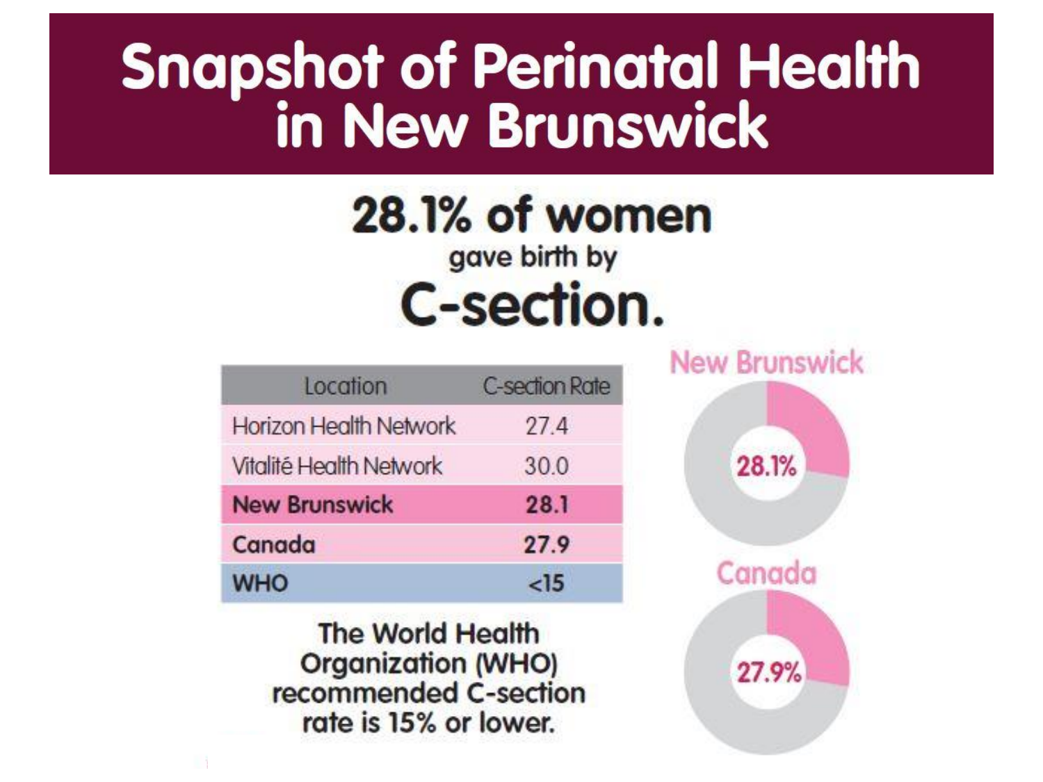# Snapshot of Perinatal Health in New Brunswick

## 28.1% of women gave birth by C-section.

| Location | C-section Rate |
|---|---|
| Horizon Health Network | 27.4 |
| Vitalité Health Network | 30.0 |
| **New Brunswick** | **28.1** |
| **Canada** | **27.9** |
| **WHO** | <15 |

**The World Health Organization (WHO) recommended C-section rate is 15% or lower.**

New Brunswick

28.1%

Canada

27.9%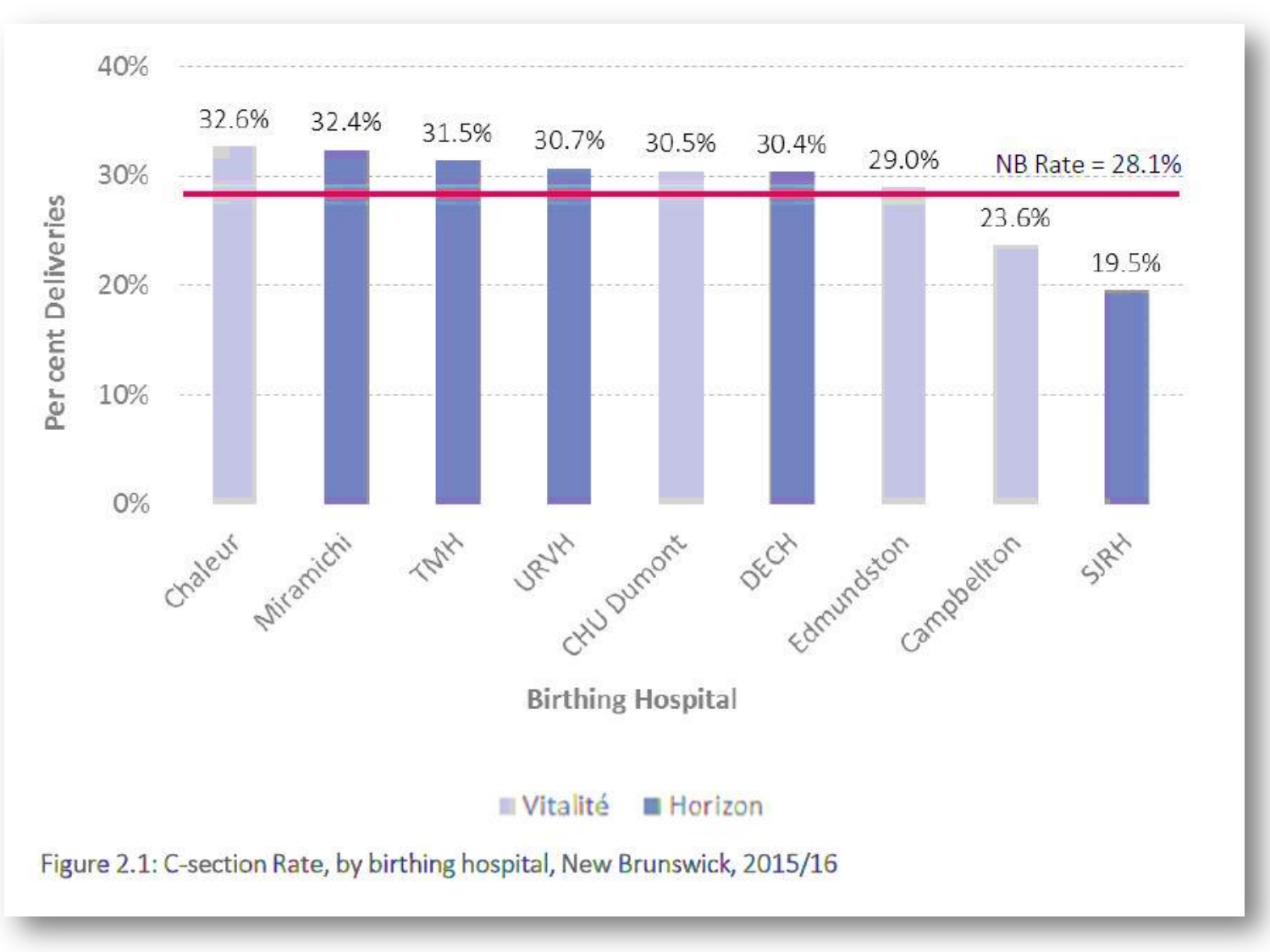| Birthing Hospital | Health Authority | Per cent Deliveries |
| --- | --- | --- |
| Chaleur | Vitalité | 32.6% |
| Miramichi | Horizon | 32.4% |
| TMH | Horizon | 31.5% |
| URVH | Horizon | 30.7% |
| CHU Dumont | Vitalité | 30.5% |
| DECH | Horizon | 30.4% |
| Edmundston | Vitalité | 29.0% |
| Campbellton | Vitalité | 23.6% |
| SJRH | Horizon | 19.5% |

NB Rate = 28.1%

Figure 2.1: C-section Rate, by birthing hospital, New Brunswick, 2015/16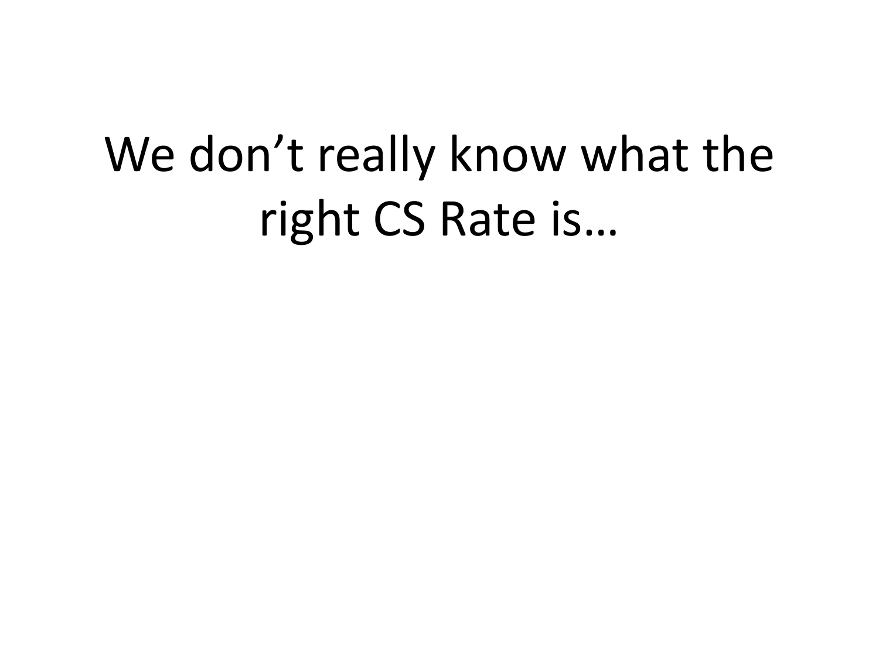# We don't really know what the right CS Rate is…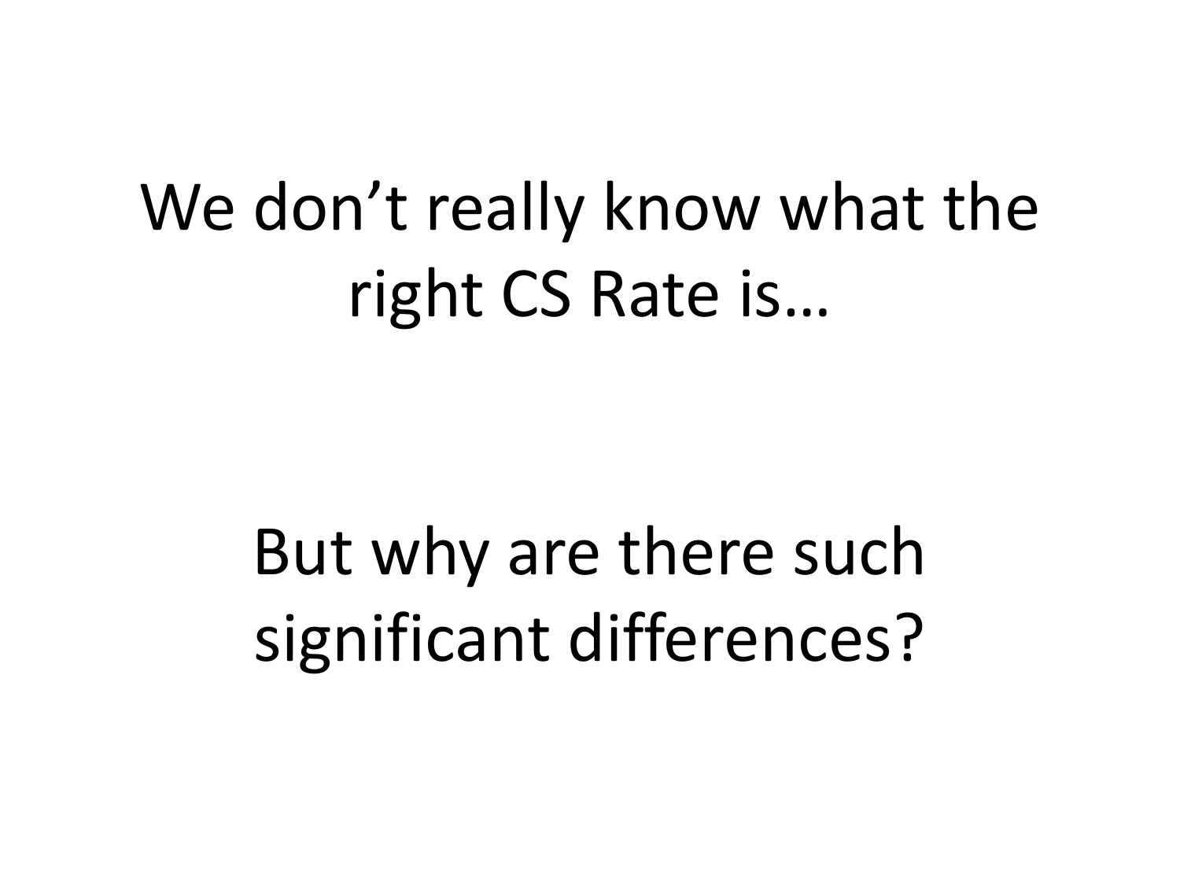We don't really know what the right CS Rate is…

But why are there such significant differences?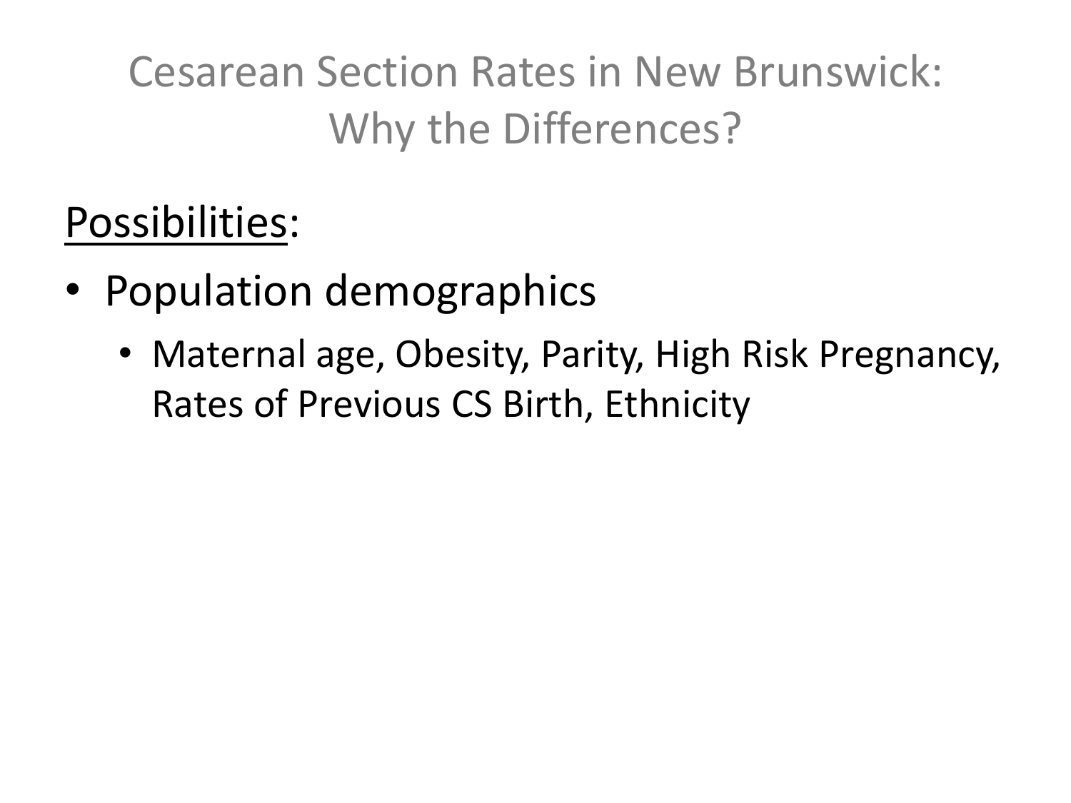# Cesarean Section Rates in New Brunswick: Why the Differences?

<u>Possibilities</u>:

- Population demographics
  - Maternal age, Obesity, Parity, High Risk Pregnancy, Rates of Previous CS Birth, Ethnicity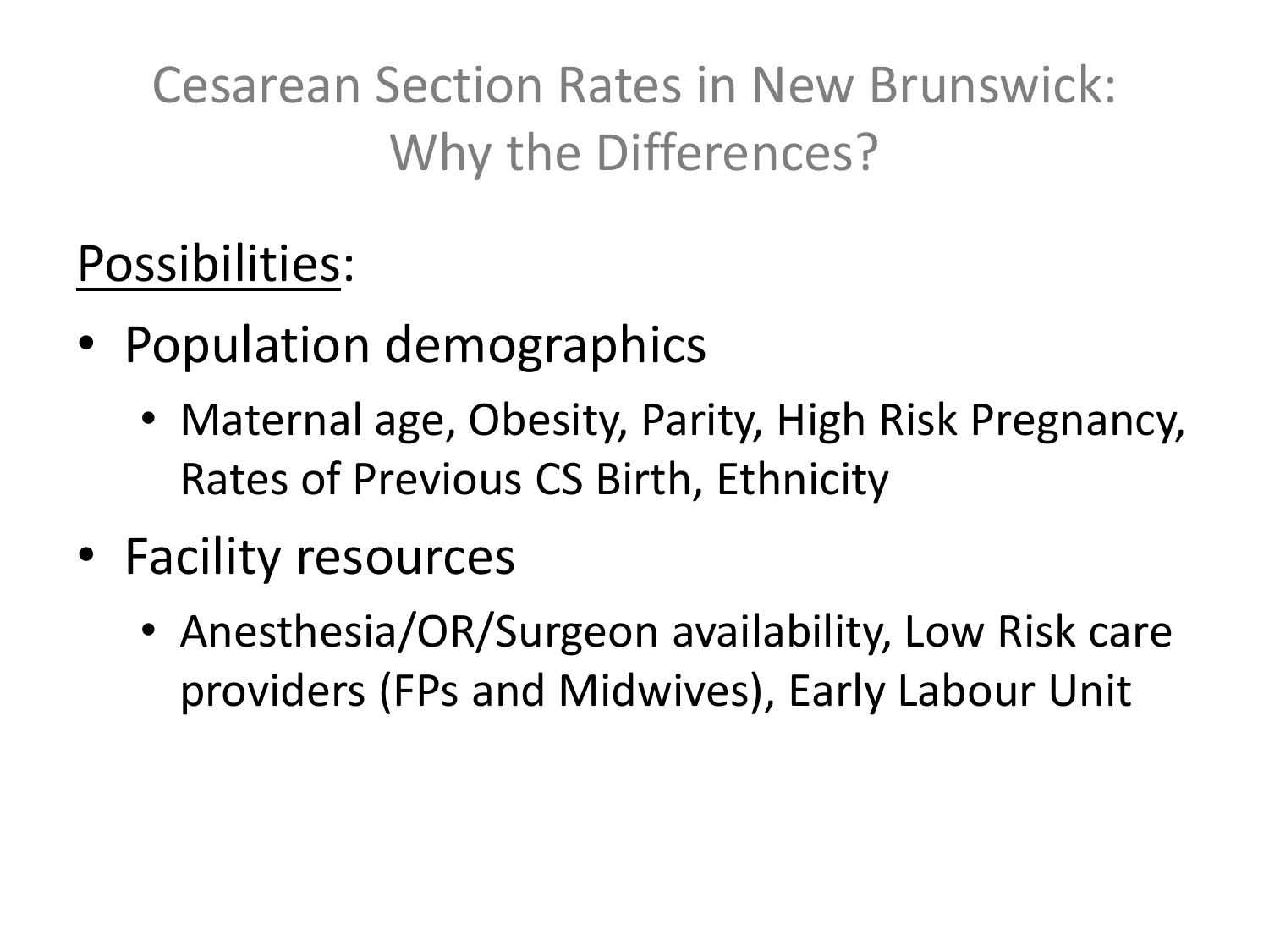# Cesarean Section Rates in New Brunswick: Why the Differences?

<u>Possibilities</u>:

- Population demographics
  - Maternal age, Obesity, Parity, High Risk Pregnancy, Rates of Previous CS Birth, Ethnicity
- Facility resources
  - Anesthesia/OR/Surgeon availability, Low Risk care providers (FPs and Midwives), Early Labour Unit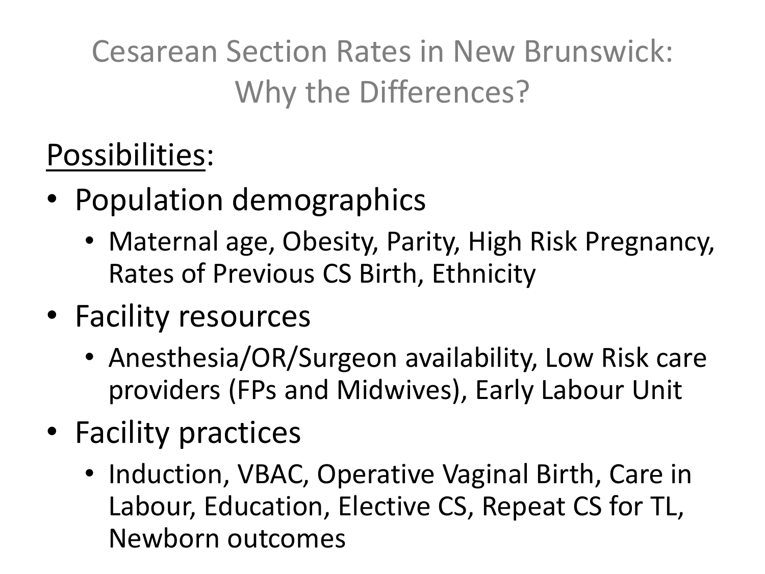# Cesarean Section Rates in New Brunswick: Why the Differences?

Possibilities:

- Population demographics
  - Maternal age, Obesity, Parity, High Risk Pregnancy, Rates of Previous CS Birth, Ethnicity
- Facility resources
  - Anesthesia/OR/Surgeon availability, Low Risk care providers (FPs and Midwives), Early Labour Unit
- Facility practices
  - Induction, VBAC, Operative Vaginal Birth, Care in Labour, Education, Elective CS, Repeat CS for TL, Newborn outcomes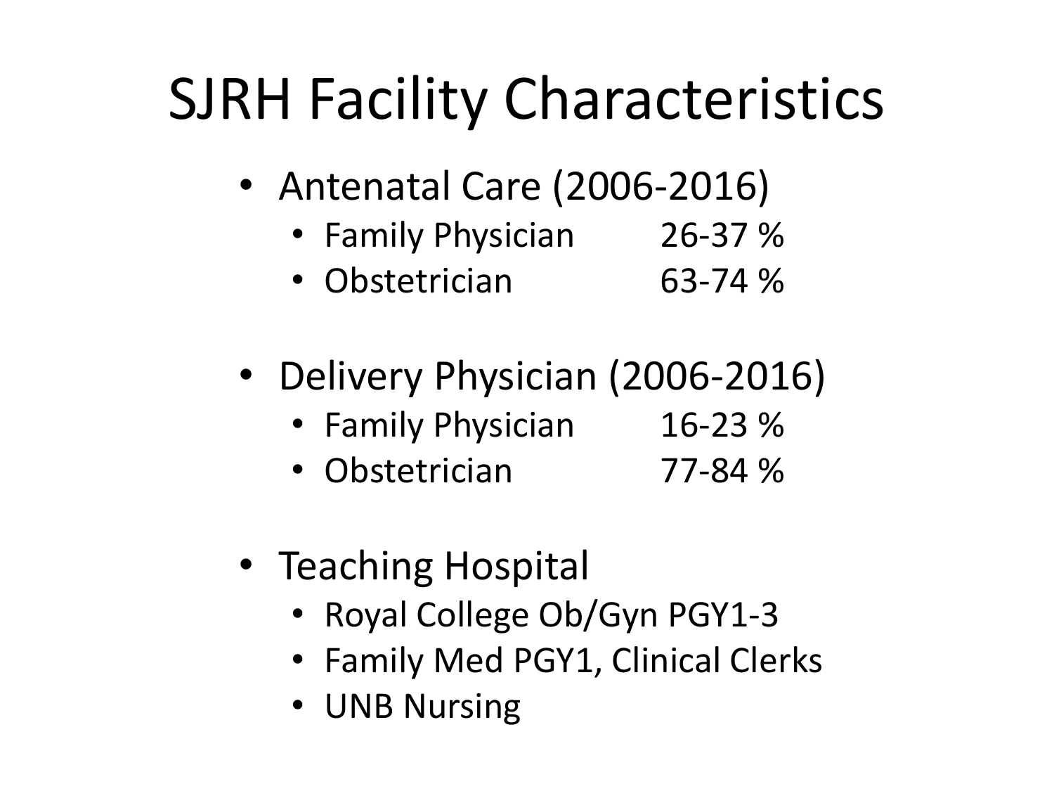# SJRH Facility Characteristics

- Antenatal Care (2006-2016)
  - Family Physician 26-37 %
  - Obstetrician 63-74 %
- Delivery Physician (2006-2016)
  - Family Physician 16-23 %
  - Obstetrician 77-84 %
- Teaching Hospital
  - Royal College Ob/Gyn PGY1-3
  - Family Med PGY1, Clinical Clerks
  - UNB Nursing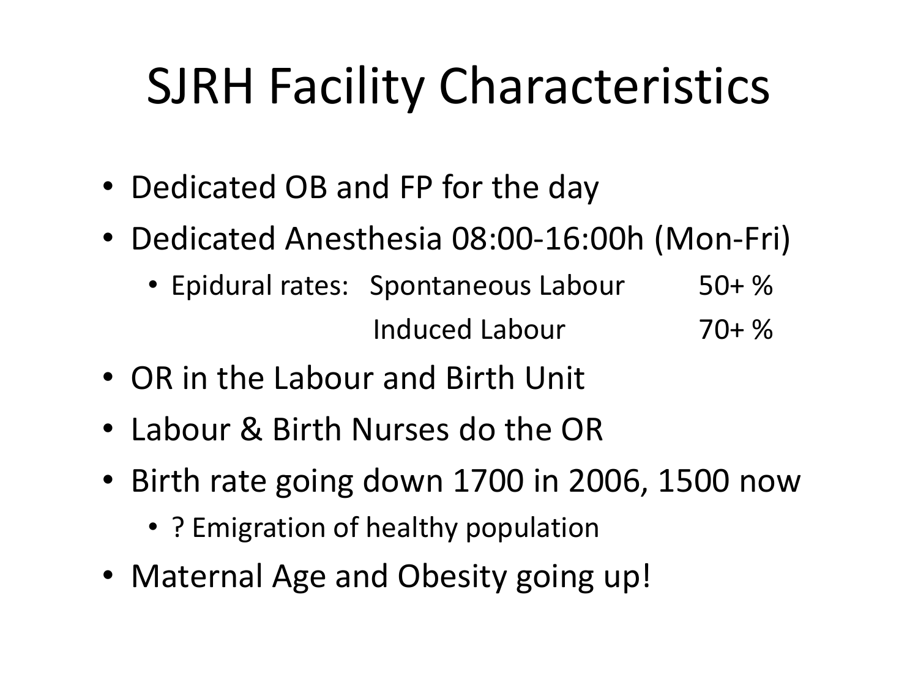# SJRH Facility Characteristics

- Dedicated OB and FP for the day
- Dedicated Anesthesia 08:00-16:00h (Mon-Fri)
  - Epidural rates: Spontaneous Labour 50+ %
    
    Induced Labour 70+ %
- OR in the Labour and Birth Unit
- Labour & Birth Nurses do the OR
- Birth rate going down 1700 in 2006, 1500 now
  - ? Emigration of healthy population
- Maternal Age and Obesity going up!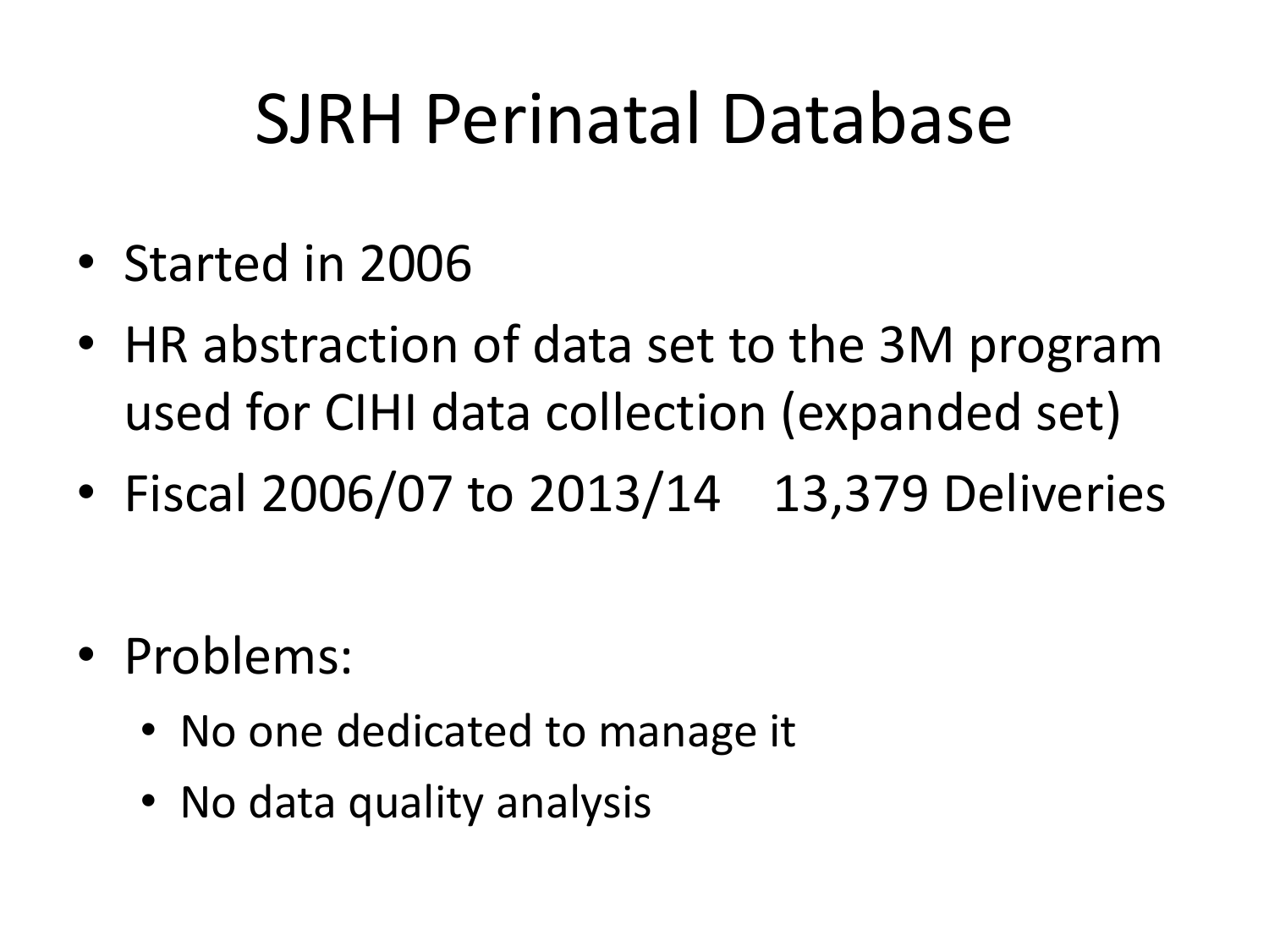# SJRH Perinatal Database

- Started in 2006
- HR abstraction of data set to the 3M program used for CIHI data collection (expanded set)
- Fiscal 2006/07 to 2013/14    13,379 Deliveries

- Problems:
  - No one dedicated to manage it
  - No data quality analysis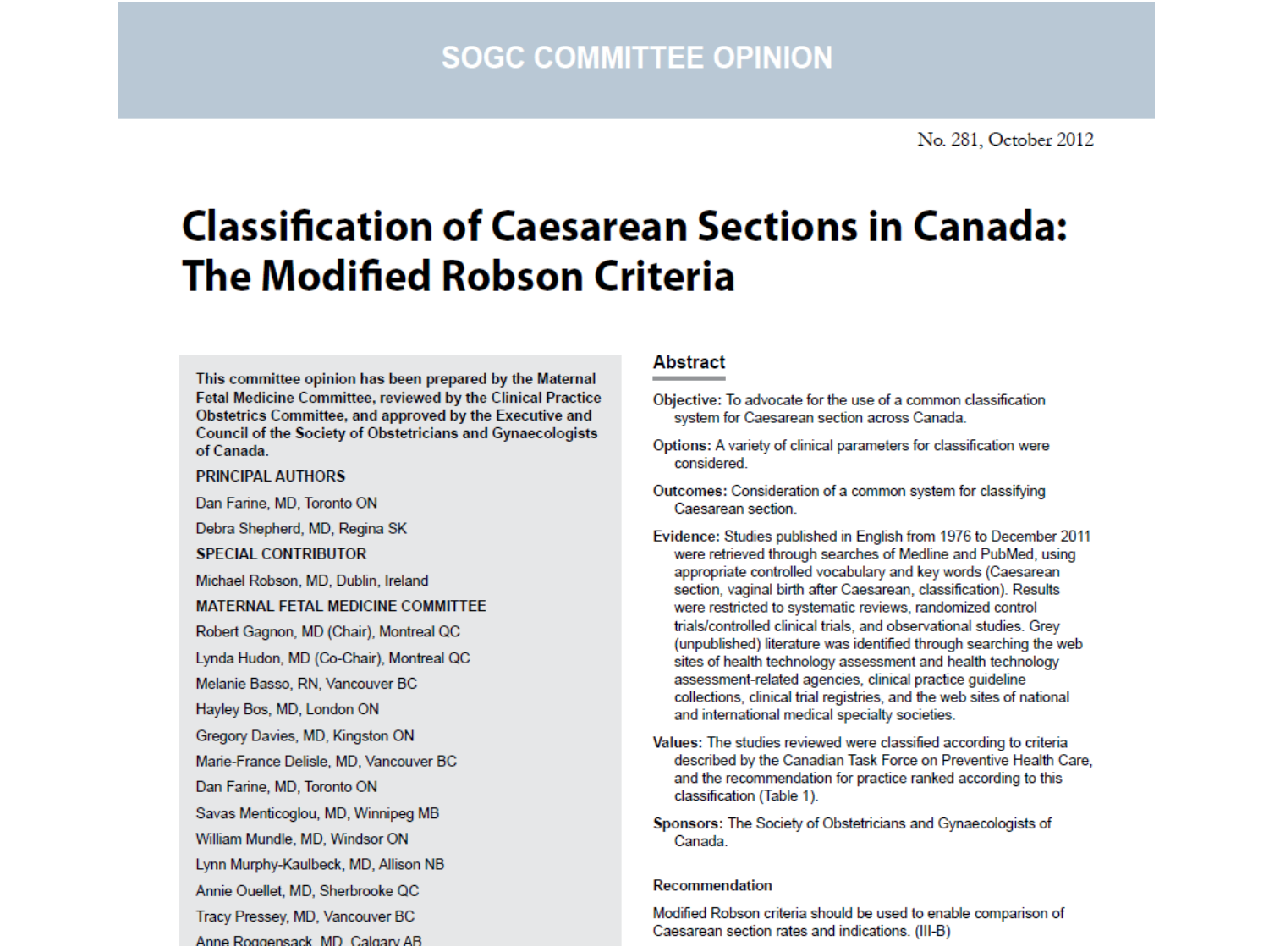SOGC COMMITTEE OPINION

No. 281, October 2012

# Classification of Caesarean Sections in Canada: The Modified Robson Criteria

**This committee opinion has been prepared by the Maternal Fetal Medicine Committee, reviewed by the Clinical Practice Obstetrics Committee, and approved by the Executive and Council of the Society of Obstetricians and Gynaecologists of Canada.**

**PRINCIPAL AUTHORS**

Dan Farine, MD, Toronto ON

Debra Shepherd, MD, Regina SK

**SPECIAL CONTRIBUTOR**

Michael Robson, MD, Dublin, Ireland

**MATERNAL FETAL MEDICINE COMMITTEE**

Robert Gagnon, MD (Chair), Montreal QC

Lynda Hudon, MD (Co-Chair), Montreal QC

Melanie Basso, RN, Vancouver BC

Hayley Bos, MD, London ON

Gregory Davies, MD, Kingston ON

Marie-France Delisle, MD, Vancouver BC

Dan Farine, MD, Toronto ON

Savas Menticoglou, MD, Winnipeg MB

William Mundle, MD, Windsor ON

Lynn Murphy-Kaulbeck, MD, Allison NB

Annie Ouellet, MD, Sherbrooke QC

Tracy Pressey, MD, Vancouver BC

Anne Roggensack, MD, Calgary AB

## Abstract

**Objective:** To advocate for the use of a common classification system for Caesarean section across Canada.

**Options:** A variety of clinical parameters for classification were considered.

**Outcomes:** Consideration of a common system for classifying Caesarean section.

**Evidence:** Studies published in English from 1976 to December 2011 were retrieved through searches of Medline and PubMed, using appropriate controlled vocabulary and key words (Caesarean section, vaginal birth after Caesarean, classification). Results were restricted to systematic reviews, randomized control trials/controlled clinical trials, and observational studies. Grey (unpublished) literature was identified through searching the web sites of health technology assessment and health technology assessment-related agencies, clinical practice guideline collections, clinical trial registries, and the web sites of national and international medical specialty societies.

**Values:** The studies reviewed were classified according to criteria described by the Canadian Task Force on Preventive Health Care, and the recommendation for practice ranked according to this classification (Table 1).

**Sponsors:** The Society of Obstetricians and Gynaecologists of Canada.

### Recommendation

Modified Robson criteria should be used to enable comparison of Caesarean section rates and indications. (III-B)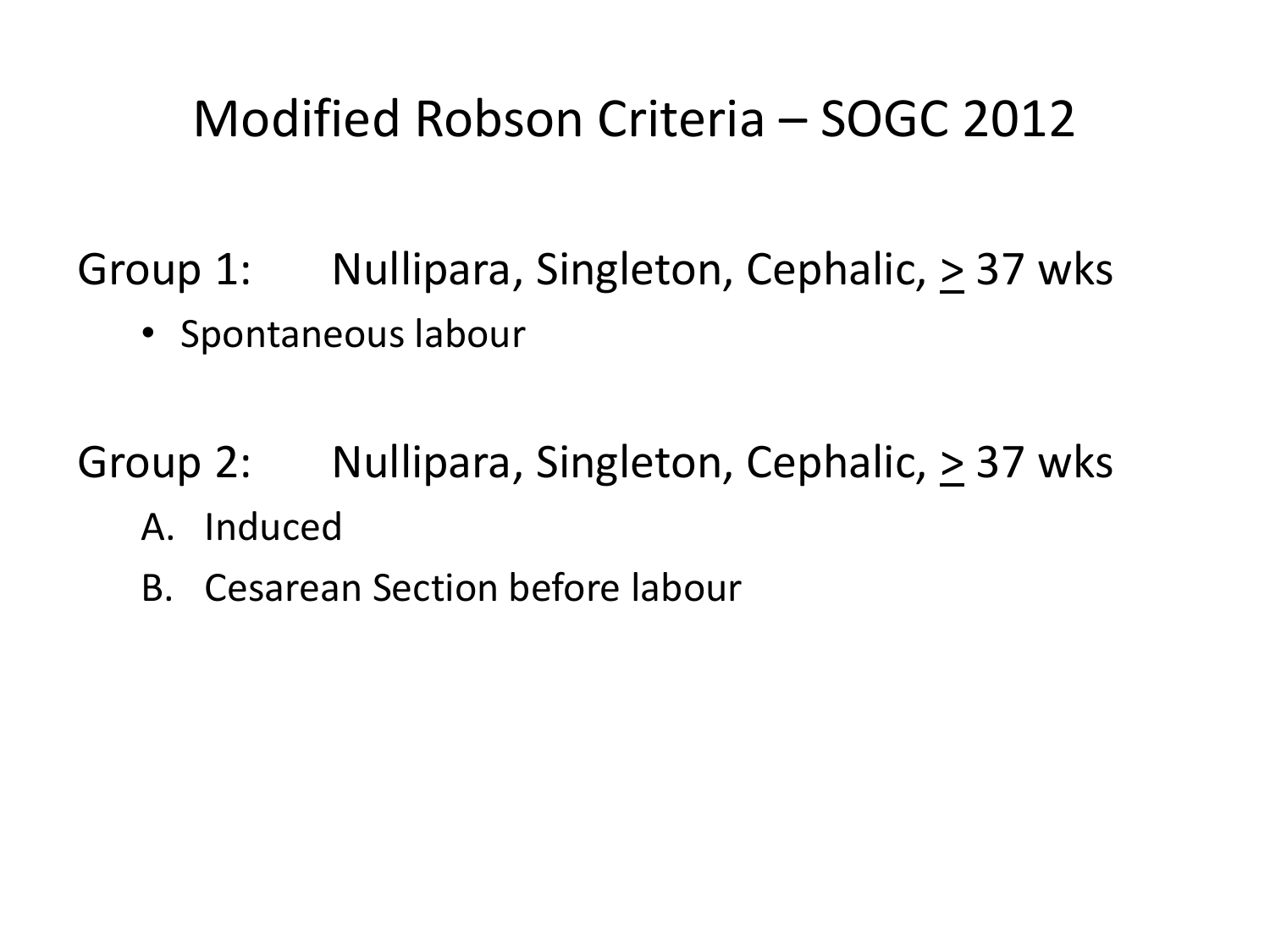# Modified Robson Criteria – SOGC 2012

Group 1: Nullipara, Singleton, Cephalic, ≥ 37 wks

- Spontaneous labour

Group 2: Nullipara, Singleton, Cephalic, ≥ 37 wks

A. Induced
B. Cesarean Section before labour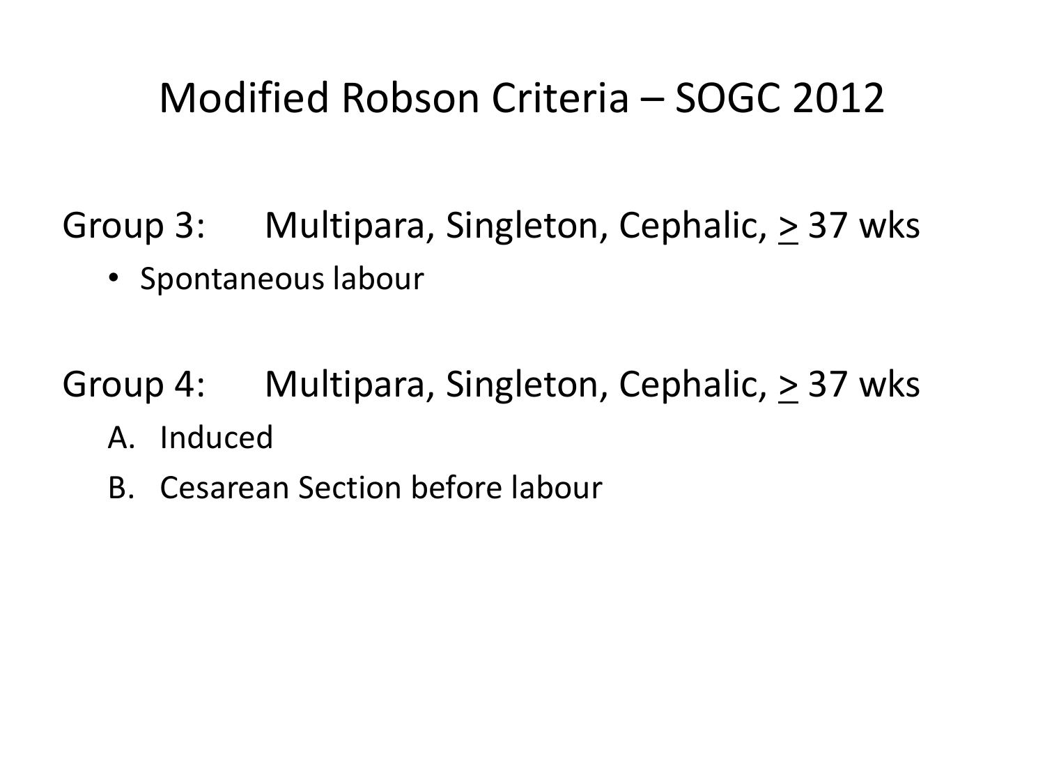# Modified Robson Criteria – SOGC 2012

Group 3: Multipara, Singleton, Cephalic, $\geq$ 37 wks

- Spontaneous labour

Group 4: Multipara, Singleton, Cephalic, $\geq$ 37 wks

A. Induced
B. Cesarean Section before labour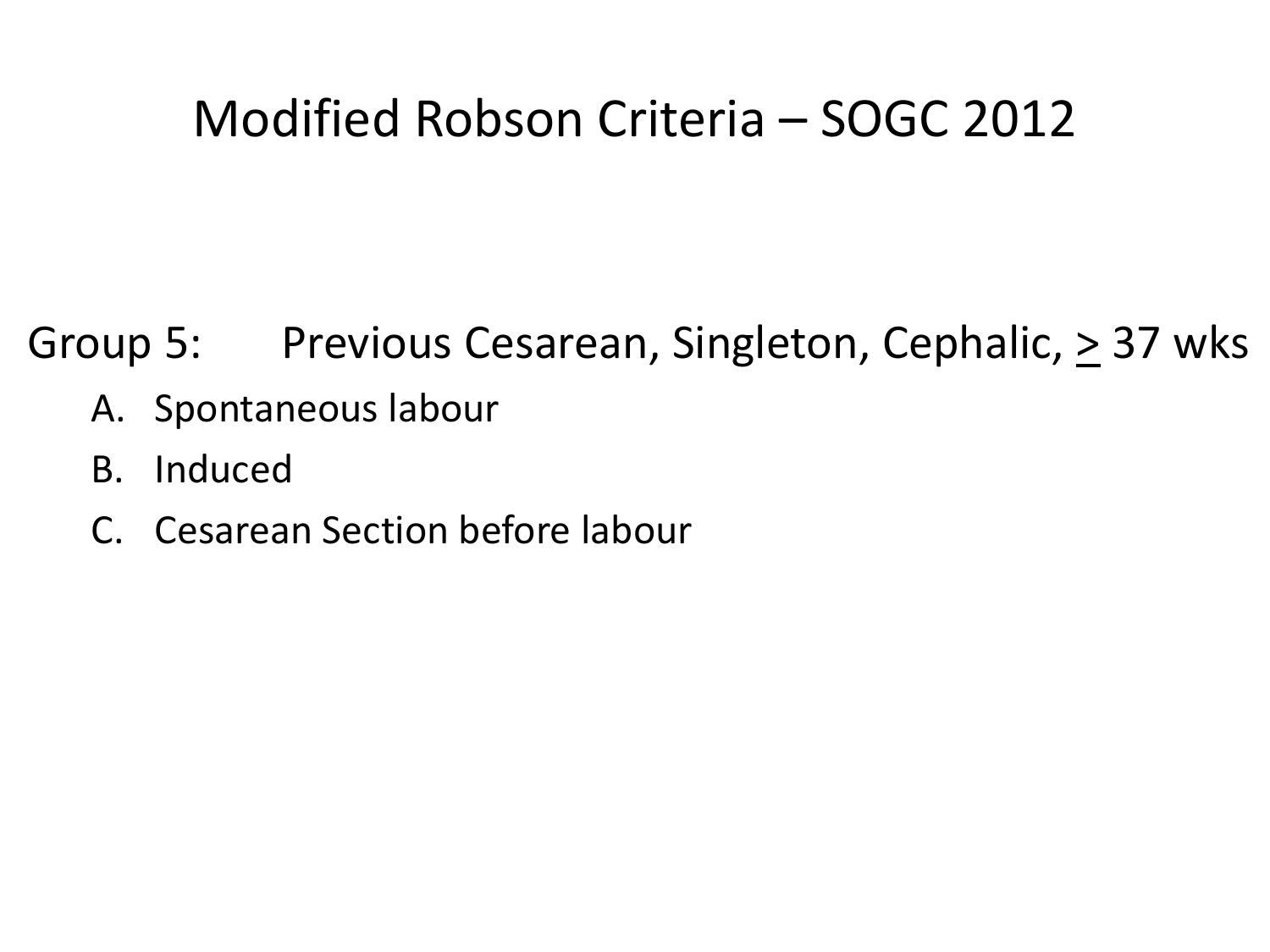# Modified Robson Criteria – SOGC 2012

Group 5: Previous Cesarean, Singleton, Cephalic, $\geq$ 37 wks

A. Spontaneous labour
B. Induced
C. Cesarean Section before labour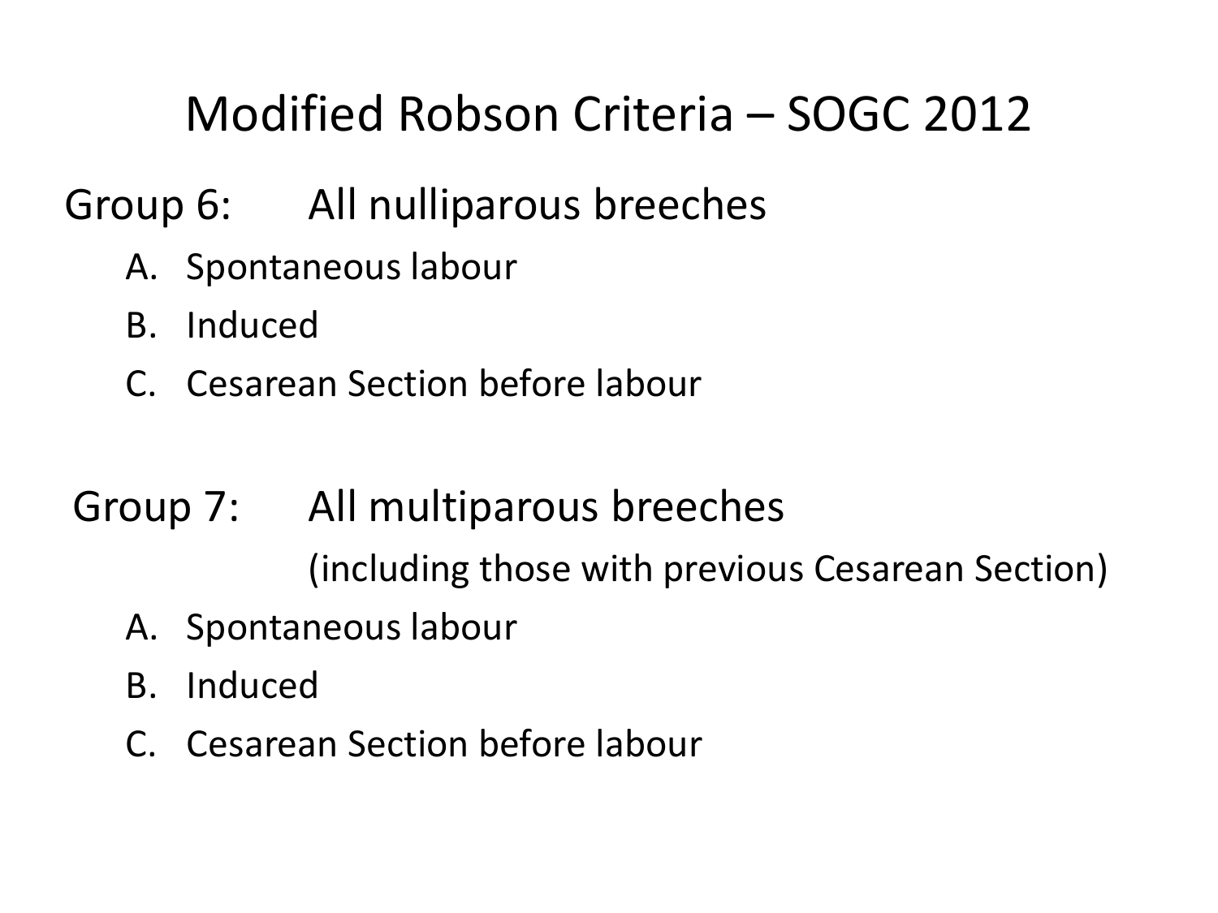# Modified Robson Criteria – SOGC 2012

Group 6: All nulliparous breeches

A. Spontaneous labour
B. Induced
C. Cesarean Section before labour

Group 7: All multiparous breeches
(including those with previous Cesarean Section)

A. Spontaneous labour
B. Induced
C. Cesarean Section before labour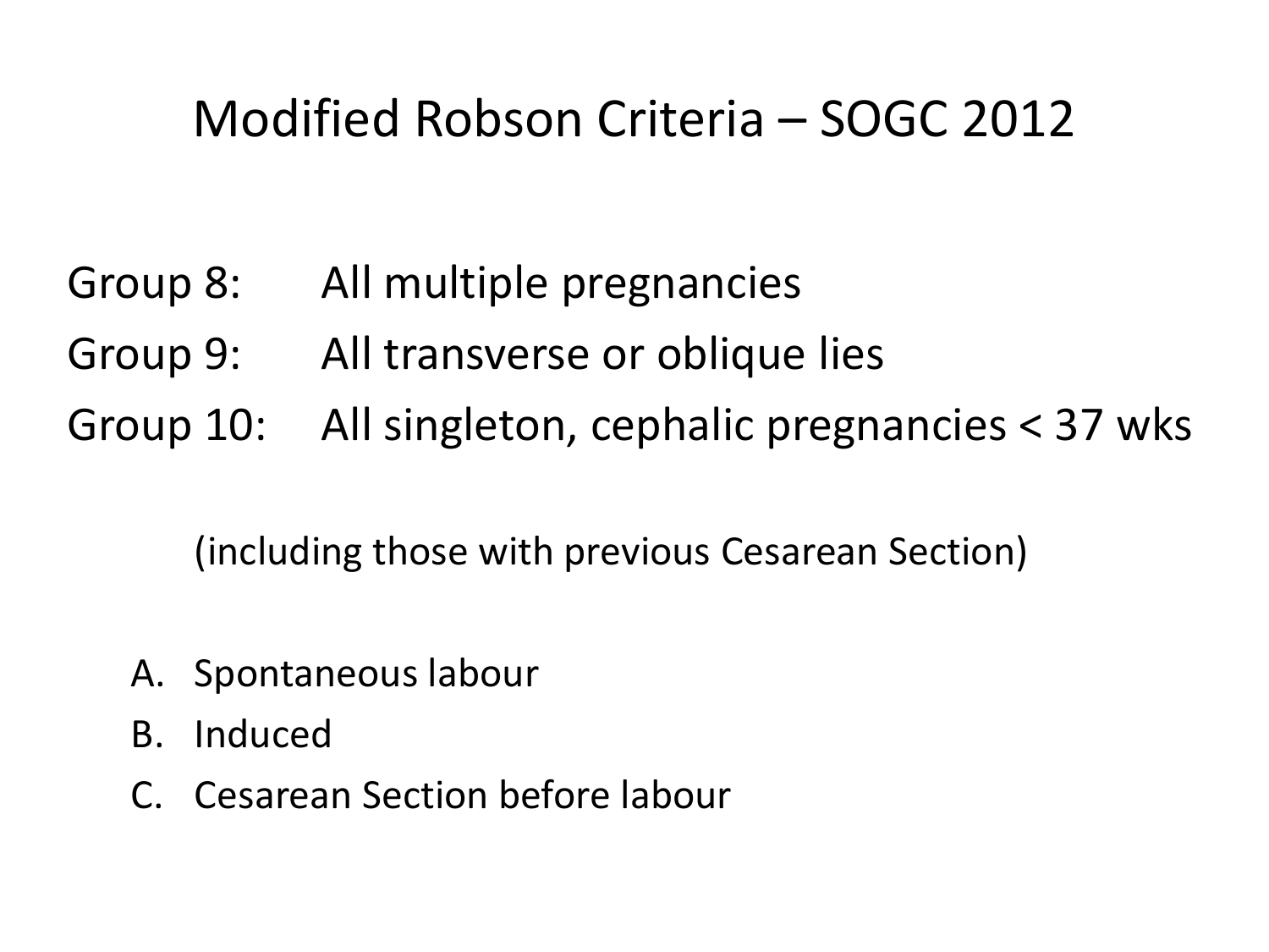# Modified Robson Criteria – SOGC 2012

Group 8: All multiple pregnancies

Group 9: All transverse or oblique lies

Group 10: All singleton, cephalic pregnancies < 37 wks

(including those with previous Cesarean Section)

A. Spontaneous labour
B. Induced
C. Cesarean Section before labour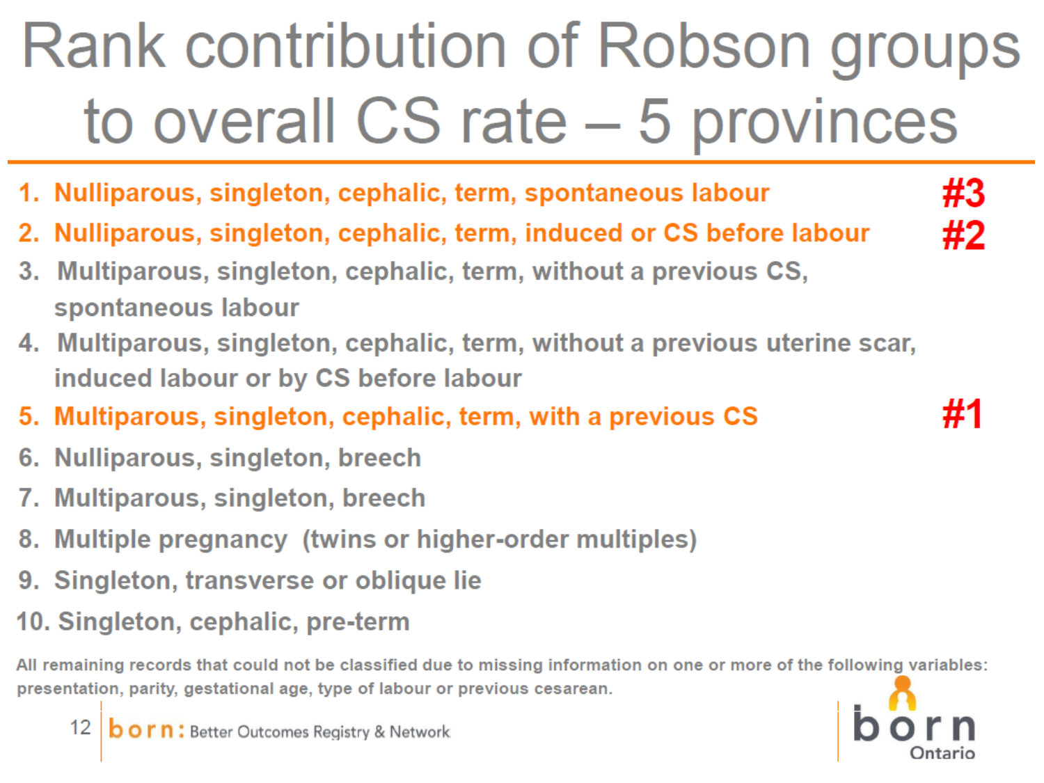# Rank contribution of Robson groups to overall CS rate – 5 provinces

1. **Nulliparous, singleton, cephalic, term, spontaneous labour** **#3**
2. **Nulliparous, singleton, cephalic, term, induced or CS before labour** **#2**
3. Multiparous, singleton, cephalic, term, without a previous CS, spontaneous labour
4. Multiparous, singleton, cephalic, term, without a previous uterine scar, induced labour or by CS before labour
5. **Multiparous, singleton, cephalic, term, with a previous CS** **#1**
6. Nulliparous, singleton, breech
7. Multiparous, singleton, breech
8. Multiple pregnancy (twins or higher-order multiples)
9. Singleton, transverse or oblique lie
10. Singleton, cephalic, pre-term

All remaining records that could not be classified due to missing information on one or more of the following variables: presentation, parity, gestational age, type of labour or previous cesarean.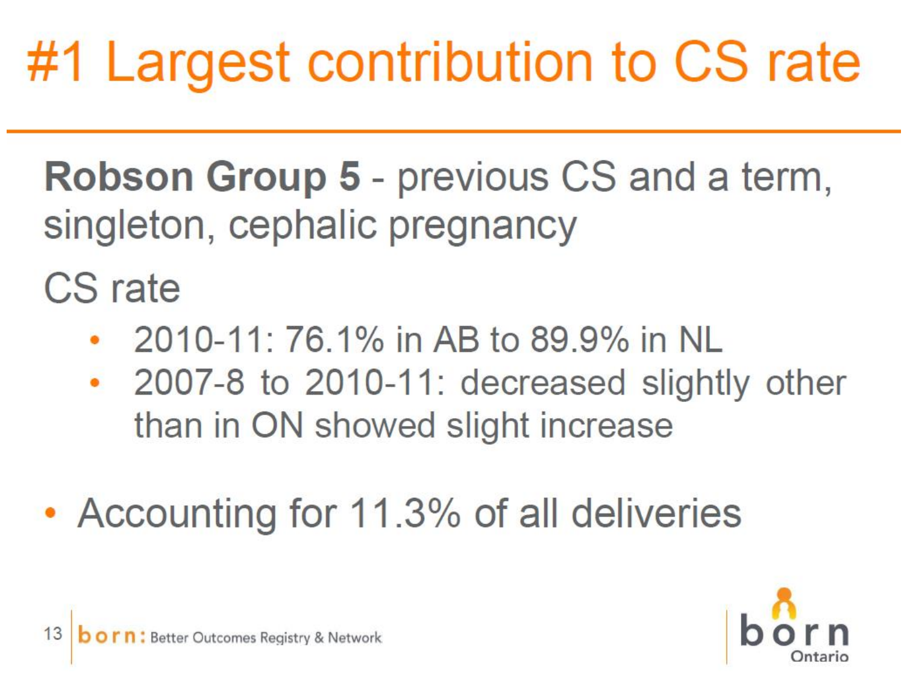# #1 Largest contribution to CS rate

**Robson Group 5** - previous CS and a term, singleton, cephalic pregnancy

CS rate

- 2010-11: 76.1% in AB to 89.9% in NL
- 2007-8 to 2010-11: decreased slightly other than in ON showed slight increase

- Accounting for 11.3% of all deliveries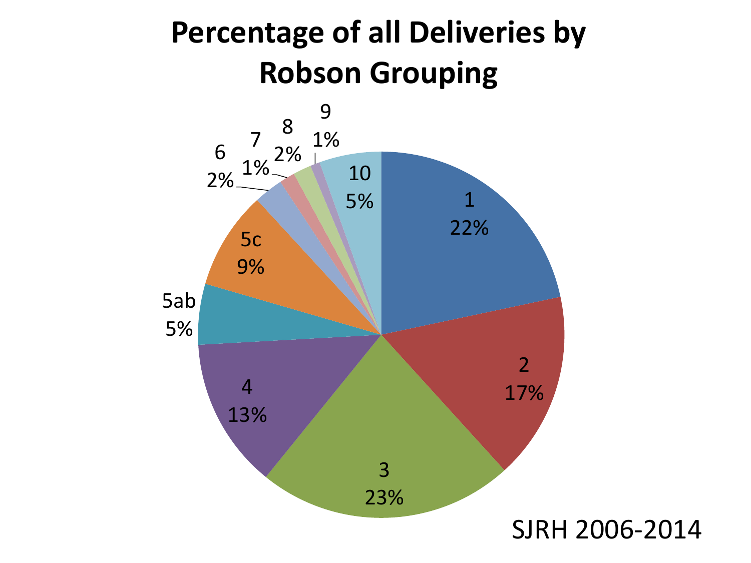# Percentage of all Deliveries by Robson Grouping

| Robson Group | Percentage |
|---|---|
| 1 | 22% |
| 2 | 17% |
| 3 | 23% |
| 4 | 13% |
| 5ab | 5% |
| 5c | 9% |
| 6 | 2% |
| 7 | 1% |
| 8 | 2% |
| 9 | 1% |
| 10 | 5% |

SJRH 2006-2014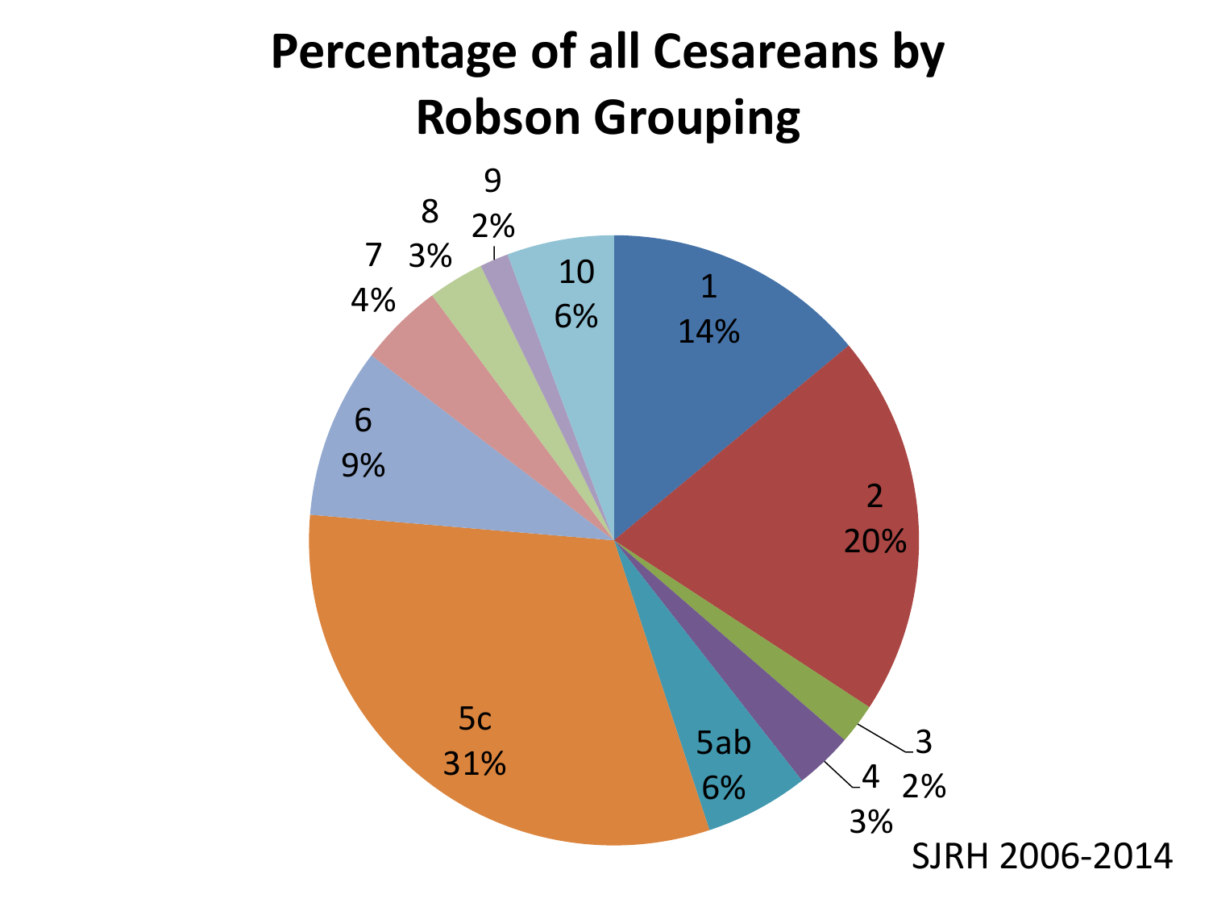# Percentage of all Cesareans by Robson Grouping

| Robson Group | Percentage |
|---|---|
| 1 | 14% |
| 2 | 20% |
| 3 | 2% |
| 4 | 3% |
| 5ab | 6% |
| 5c | 31% |
| 6 | 9% |
| 7 | 4% |
| 8 | 3% |
| 9 | 2% |
| 10 | 6% |

SJRH 2006-2014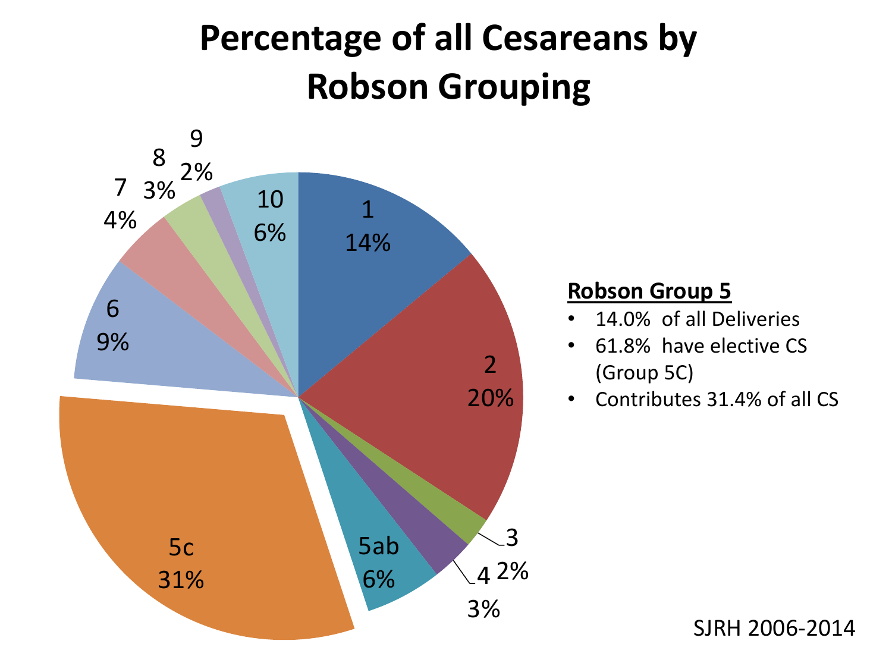# Percentage of all Cesareans by Robson Grouping

| Robson Group | Percentage |
|---|---|
| 1 | 14% |
| 2 | 20% |
| 3 | 2% |
| 4 | 3% |
| 5ab | 6% |
| 5c | 31% |
| 6 | 9% |
| 7 | 4% |
| 8 | 3% |
| 9 | 2% |
| 10 | 6% |

**Robson Group 5**

- 14.0% of all Deliveries
- 61.8% have elective CS (Group 5C)
- Contributes 31.4% of all CS

SJRH 2006-2014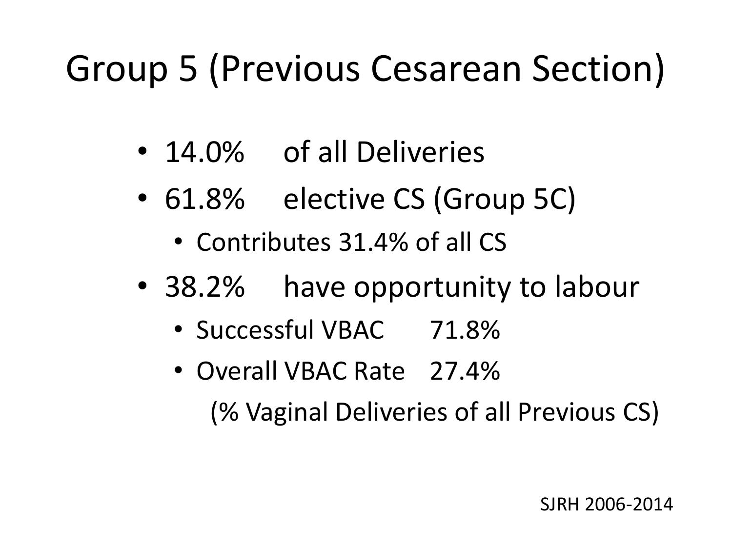# Group 5 (Previous Cesarean Section)

- 14.0% of all Deliveries
- 61.8% elective CS (Group 5C)
  - Contributes 31.4% of all CS
- 38.2% have opportunity to labour
  - Successful VBAC 71.8%
  - Overall VBAC Rate 27.4%

    (% Vaginal Deliveries of all Previous CS)

SJRH 2006-2014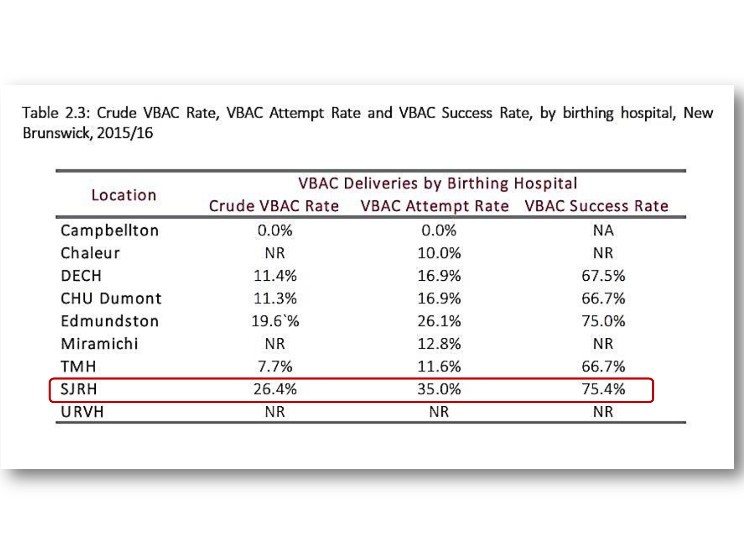Table 2.3: Crude VBAC Rate, VBAC Attempt Rate and VBAC Success Rate, by birthing hospital, New Brunswick, 2015/16

| Location | VBAC Deliveries by Birthing Hospital | | |
|---|---|---|---|
| | Crude VBAC Rate | VBAC Attempt Rate | VBAC Success Rate |
| Campbellton | 0.0% | 0.0% | NA |
| Chaleur | NR | 10.0% | NR |
| DECH | 11.4% | 16.9% | 67.5% |
| CHU Dumont | 11.3% | 16.9% | 66.7% |
| Edmundston | 19.6`% | 26.1% | 75.0% |
| Miramichi | NR | 12.8% | NR |
| TMH | 7.7% | 11.6% | 66.7% |
| SJRH | 26.4% | 35.0% | 75.4% |
| URVH | NR | NR | NR |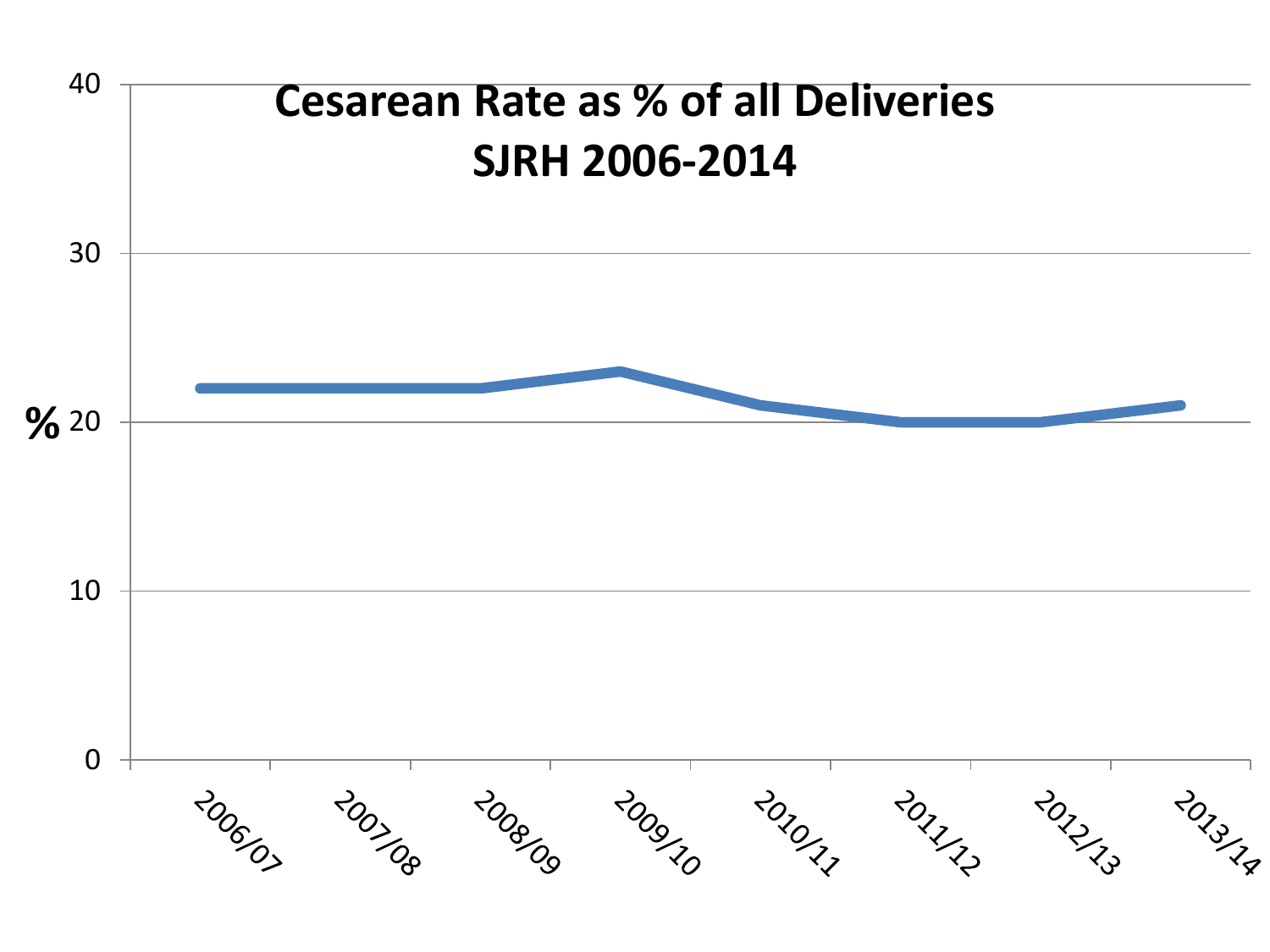# Cesarean Rate as % of all Deliveries SJRH 2006-2014

| Year | % |
|---|---|
| 2006/07 | 22 |
| 2007/08 | 22 |
| 2008/09 | 22 |
| 2009/10 | 23 |
| 2010/11 | 21 |
| 2011/12 | 20 |
| 2012/13 | 20 |
| 2013/14 | 21 |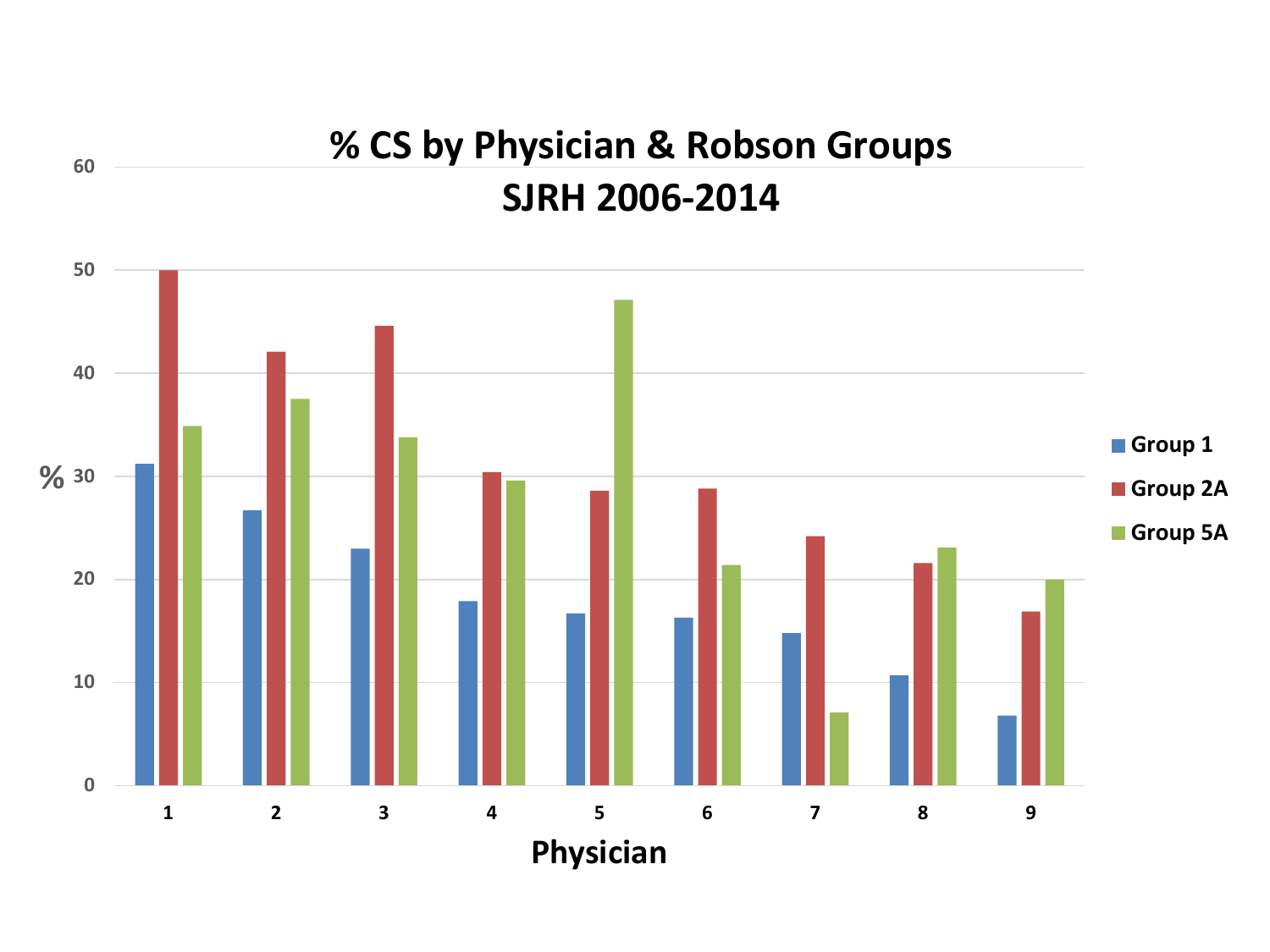# % CS by Physician & Robson Groups
## SJRH 2006-2014

| Physician | Group 1 | Group 2A | Group 5A |
|---|---|---|---|
| 1 | 31.2 | 50 | 34.9 |
| 2 | 26.7 | 42.1 | 37.5 |
| 3 | 23 | 44.6 | 33.8 |
| 4 | 17.9 | 30.4 | 29.6 |
| 5 | 16.7 | 28.6 | 47.1 |
| 6 | 16.3 | 28.8 | 21.4 |
| 7 | 14.8 | 24.2 | 7.1 |
| 8 | 10.7 | 21.6 | 23.1 |
| 9 | 6.8 | 16.9 | 20 |

%

Physician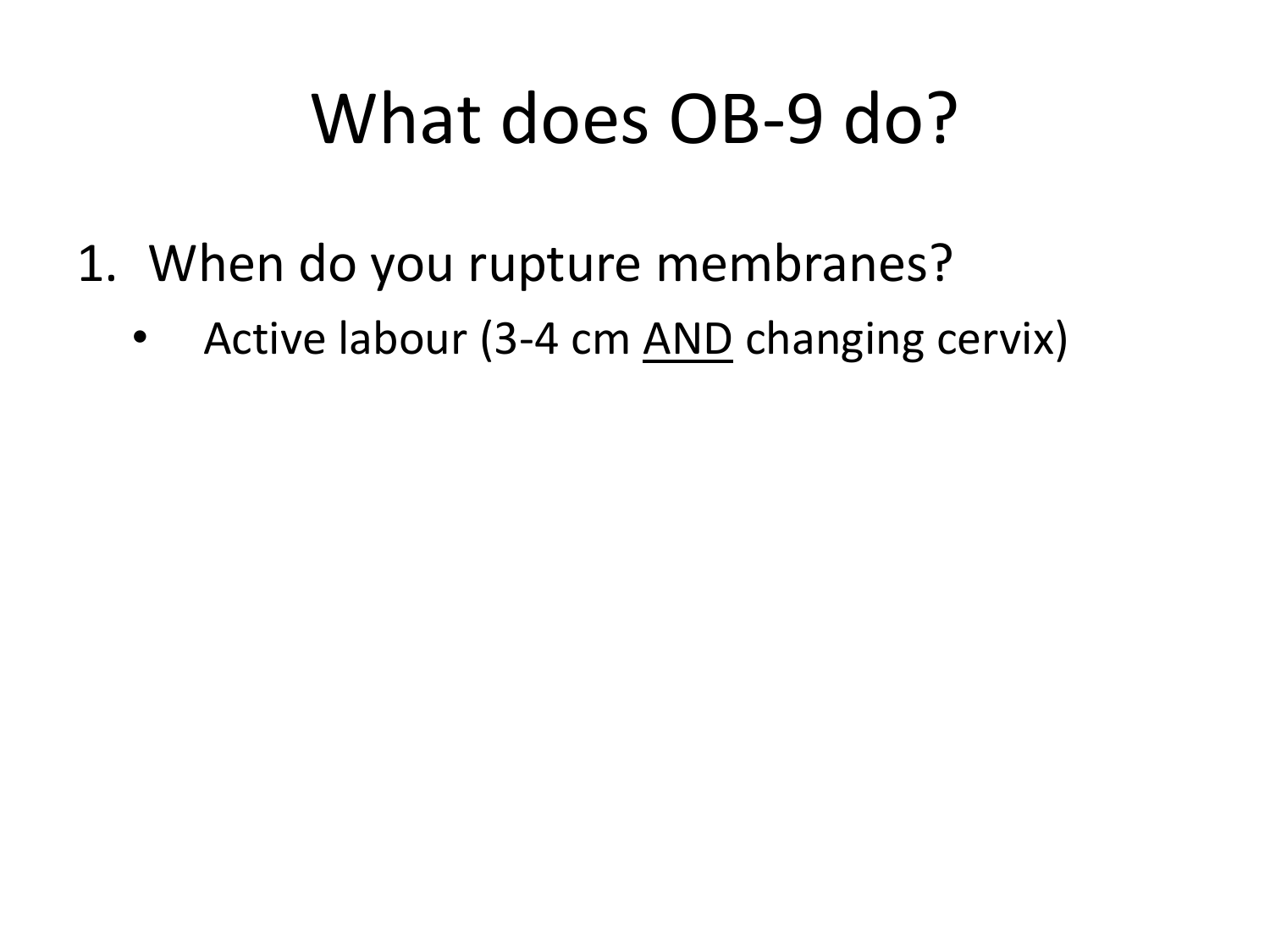# What does OB-9 do?

1. When do you rupture membranes?
   - Active labour (3-4 cm <u>AND</u> changing cervix)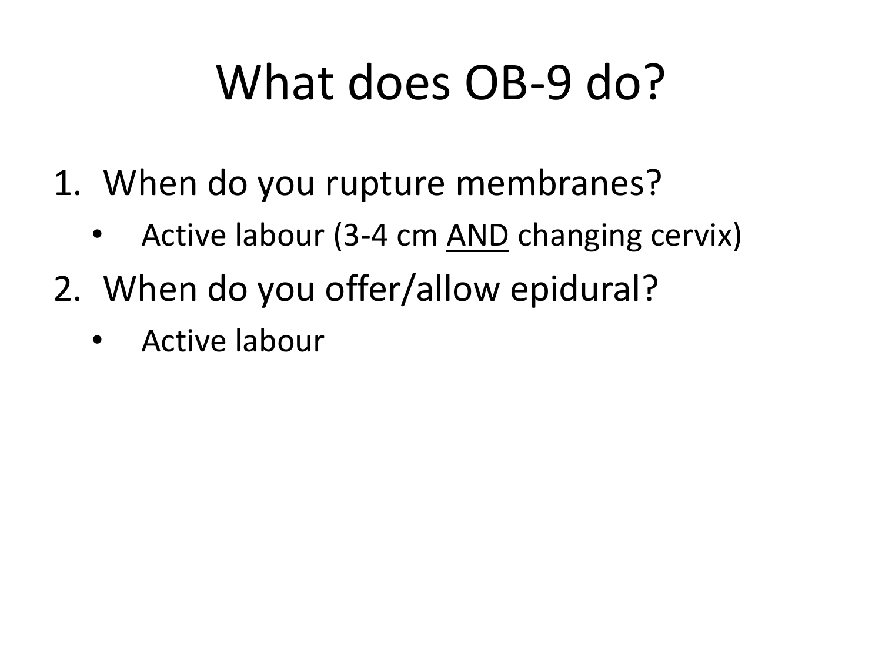# What does OB-9 do?

1. When do you rupture membranes?
   - Active labour (3-4 cm <u>AND</u> changing cervix)
2. When do you offer/allow epidural?
   - Active labour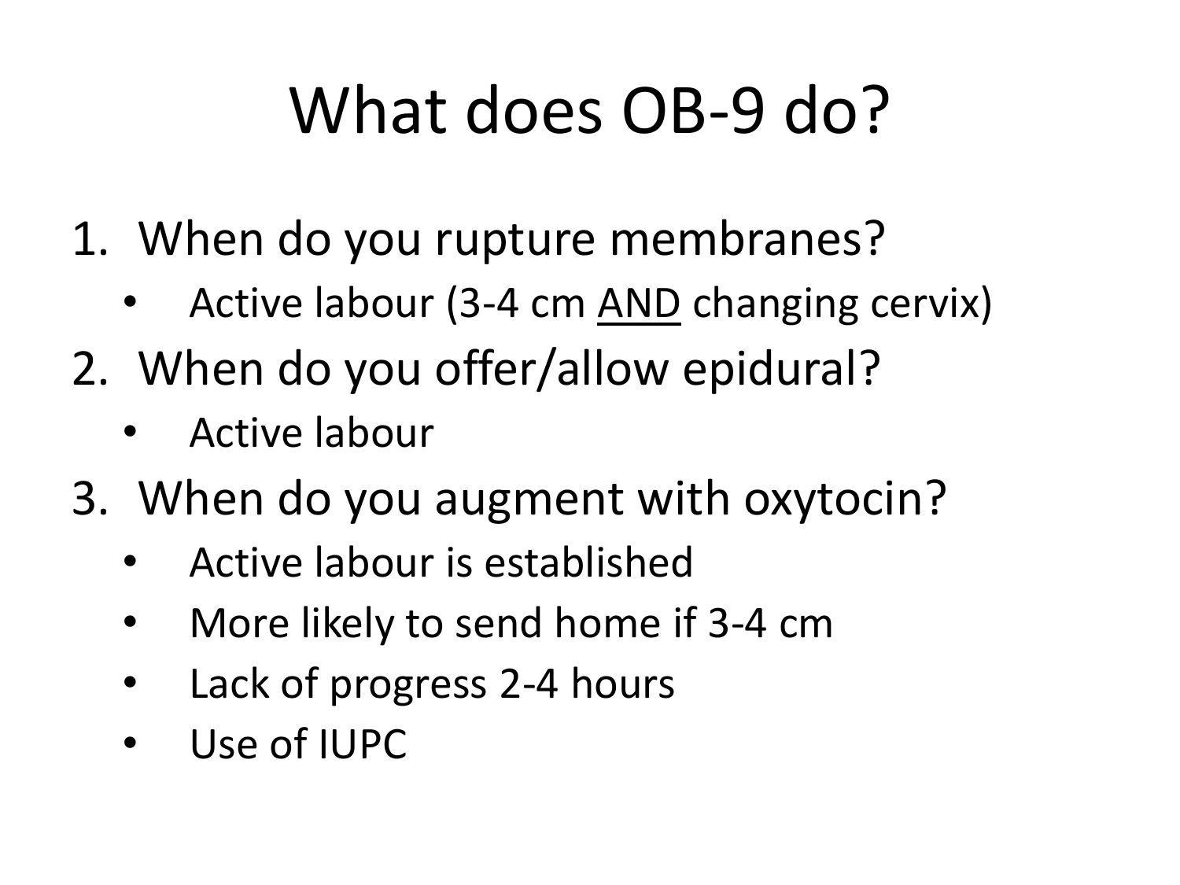# What does OB-9 do?

1. When do you rupture membranes?
   - Active labour (3-4 cm <u>AND</u> changing cervix)
2. When do you offer/allow epidural?
   - Active labour
3. When do you augment with oxytocin?
   - Active labour is established
   - More likely to send home if 3-4 cm
   - Lack of progress 2-4 hours
   - Use of IUPC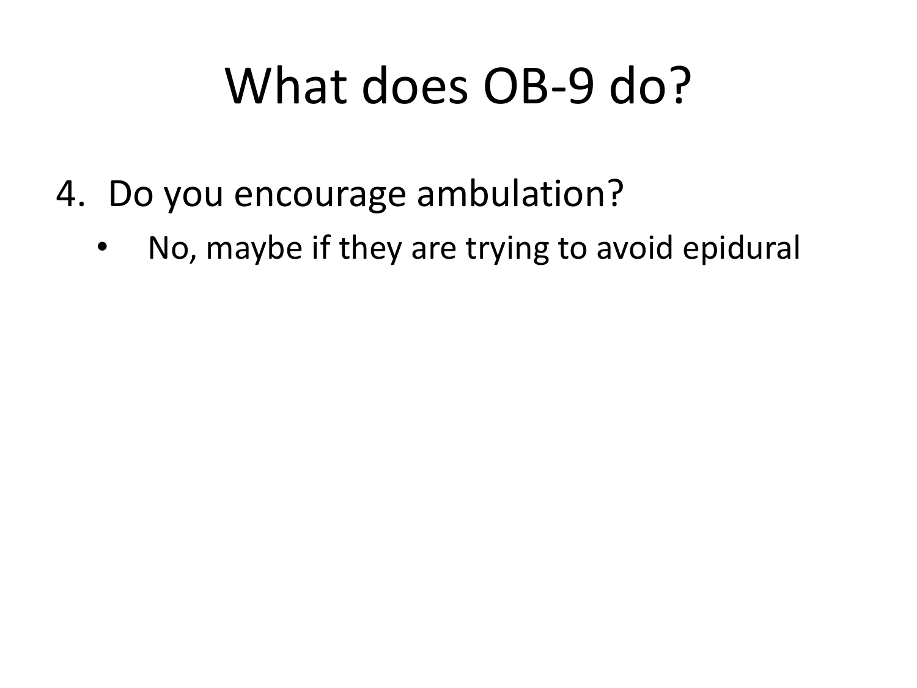# What does OB-9 do?

4. Do you encourage ambulation?
   - No, maybe if they are trying to avoid epidural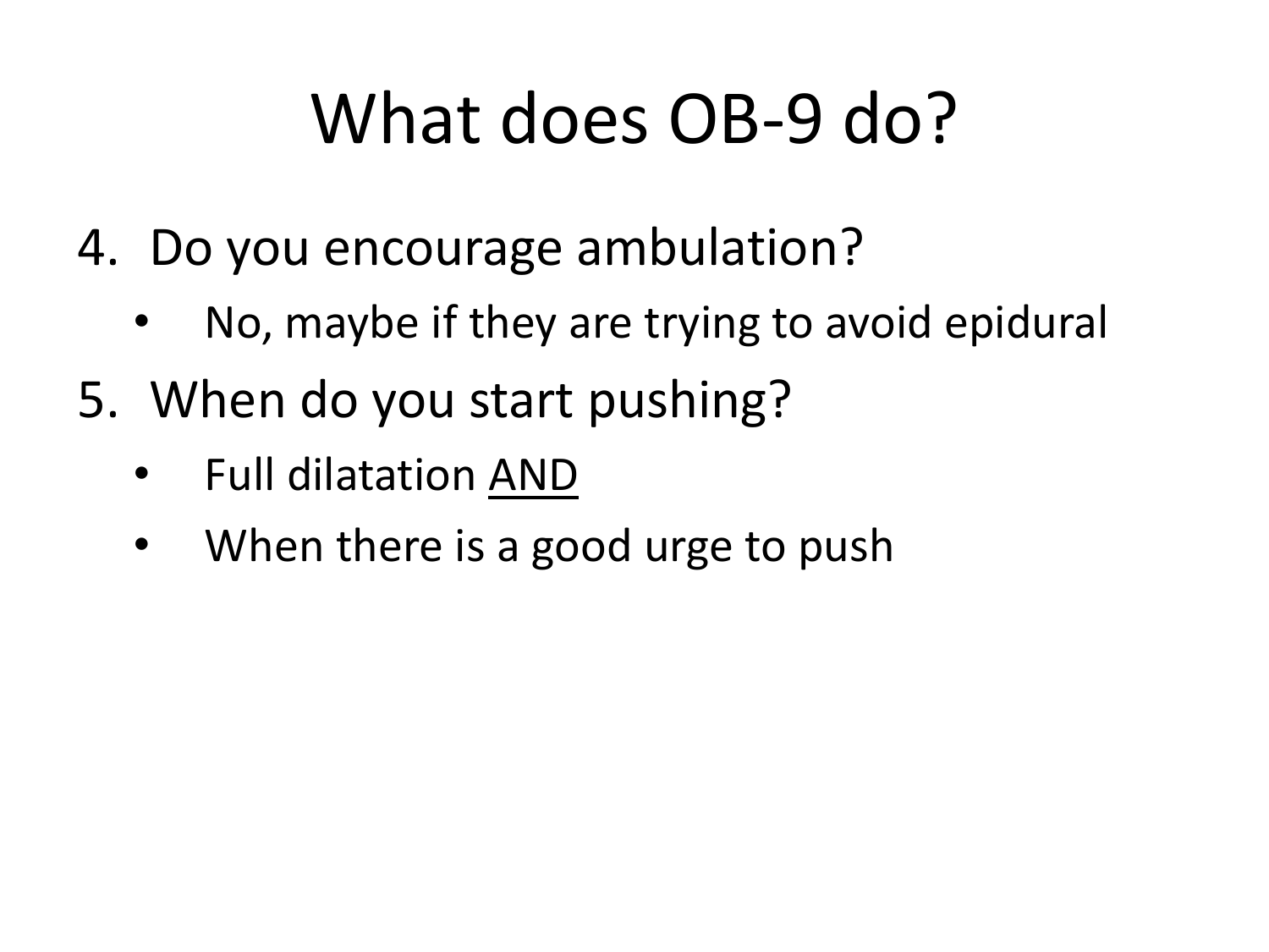# What does OB-9 do?

4. Do you encourage ambulation?
   - No, maybe if they are trying to avoid epidural
5. When do you start pushing?
   - Full dilatation <u>AND</u>
   - When there is a good urge to push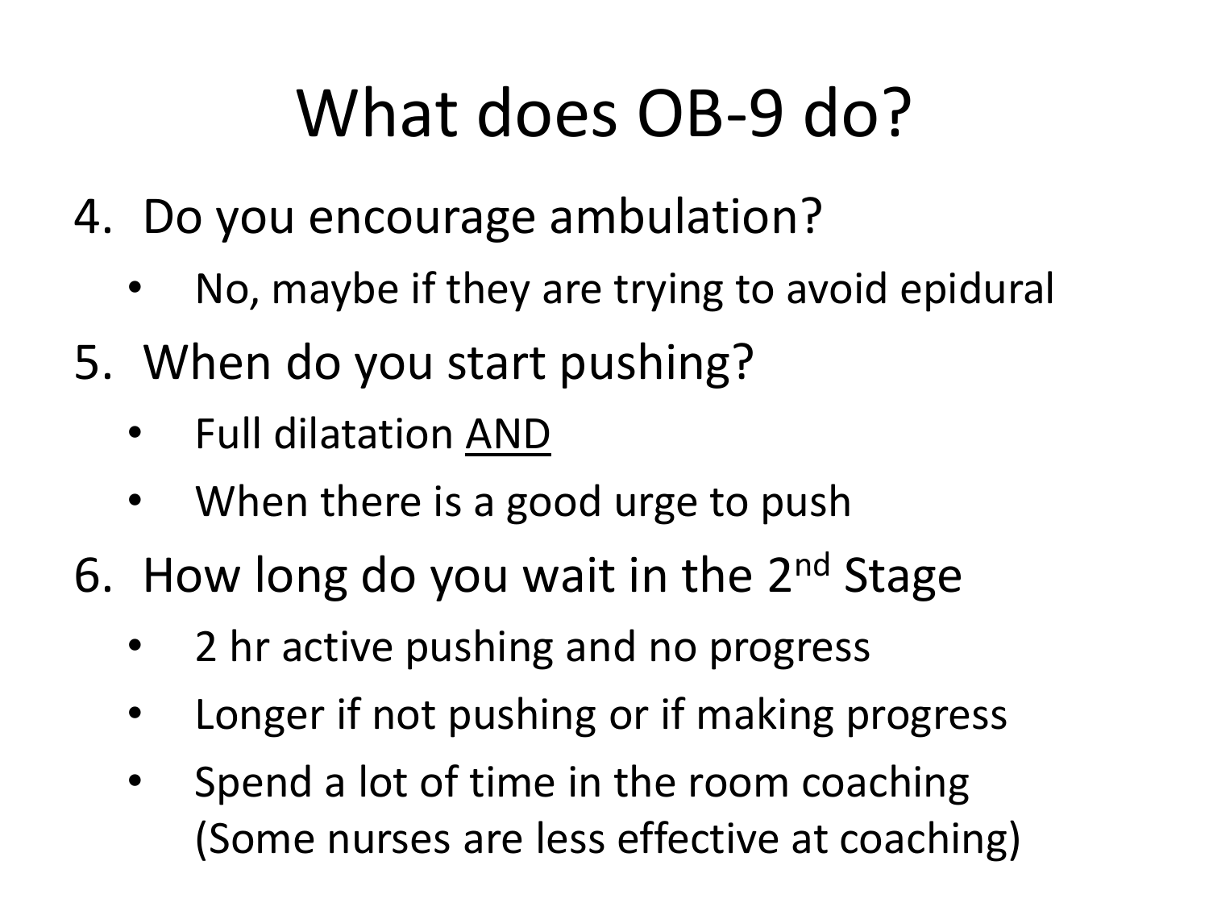# What does OB-9 do?

4. Do you encourage ambulation?
   - No, maybe if they are trying to avoid epidural
5. When do you start pushing?
   - Full dilatation <u>AND</u>
   - When there is a good urge to push
6. How long do you wait in the 2nd Stage
   - 2 hr active pushing and no progress
   - Longer if not pushing or if making progress
   - Spend a lot of time in the room coaching (Some nurses are less effective at coaching)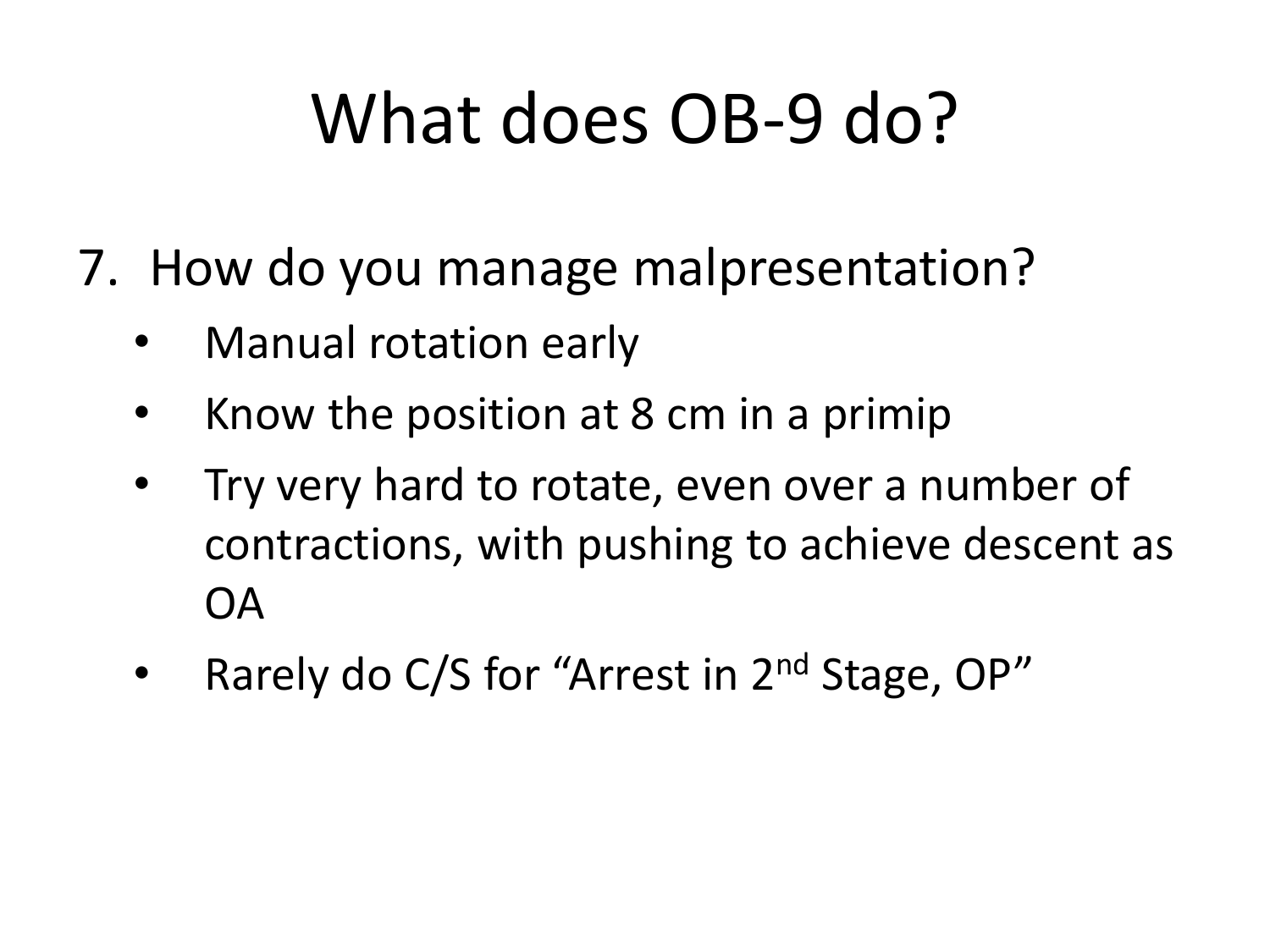# What does OB-9 do?

7. How do you manage malpresentation?
   - Manual rotation early
   - Know the position at 8 cm in a primip
   - Try very hard to rotate, even over a number of contractions, with pushing to achieve descent as OA
   - Rarely do C/S for "Arrest in 2nd Stage, OP"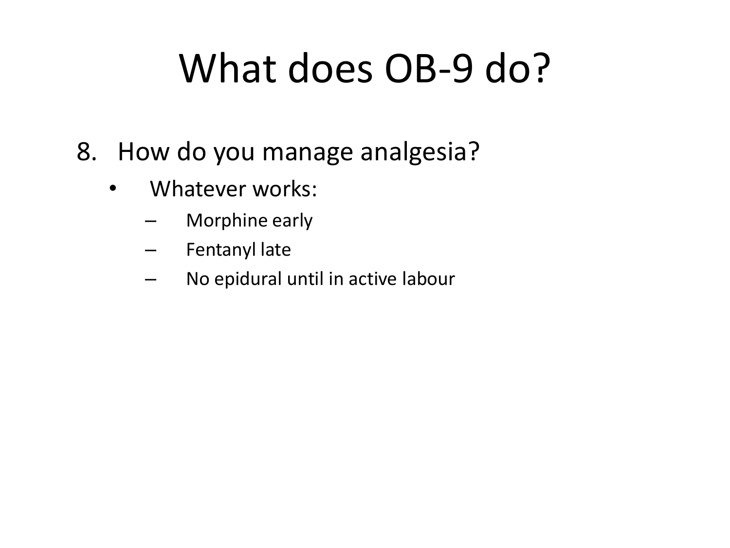# What does OB-9 do?

8. How do you manage analgesia?
   - Whatever works:
     - Morphine early
     - Fentanyl late
     - No epidural until in active labour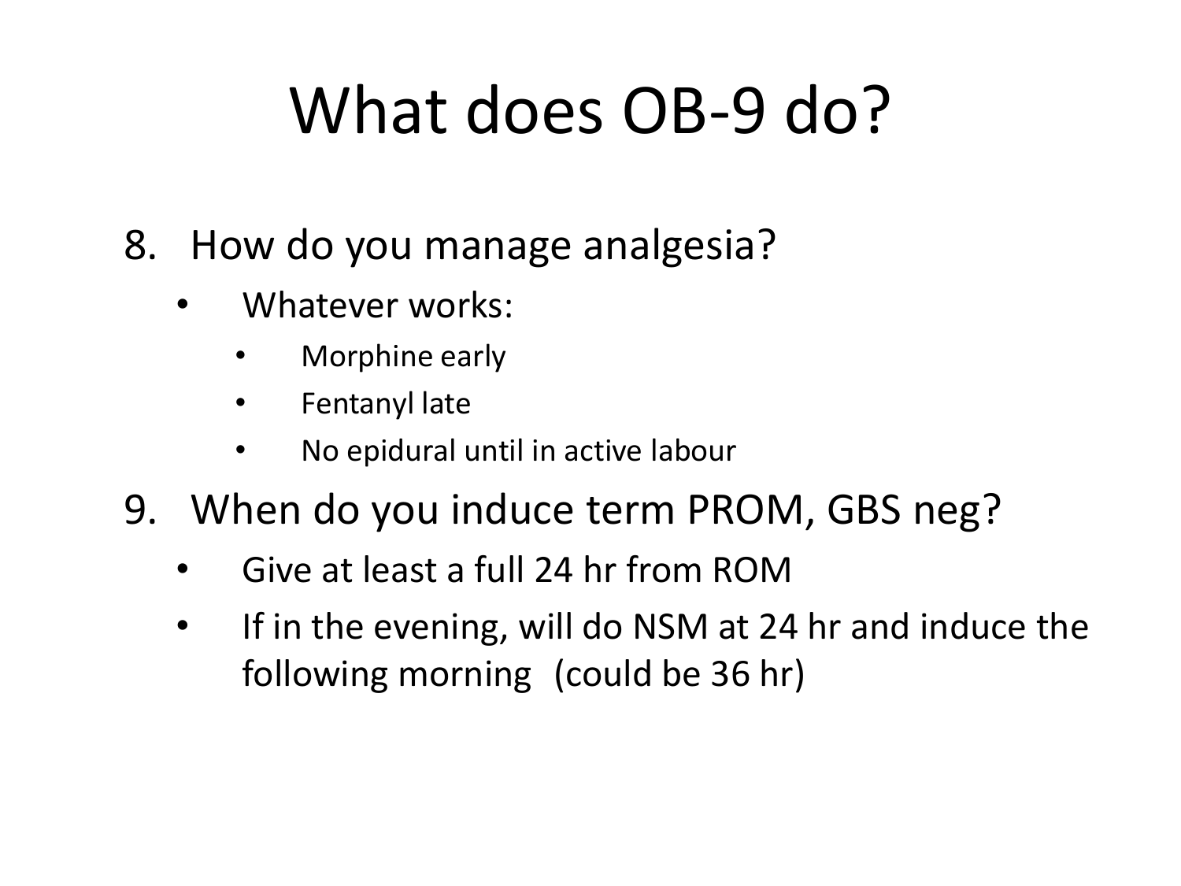# What does OB-9 do?

8. How do you manage analgesia?
   - Whatever works:
     - Morphine early
     - Fentanyl late
     - No epidural until in active labour
9. When do you induce term PROM, GBS neg?
   - Give at least a full 24 hr from ROM
   - If in the evening, will do NSM at 24 hr and induce the following morning (could be 36 hr)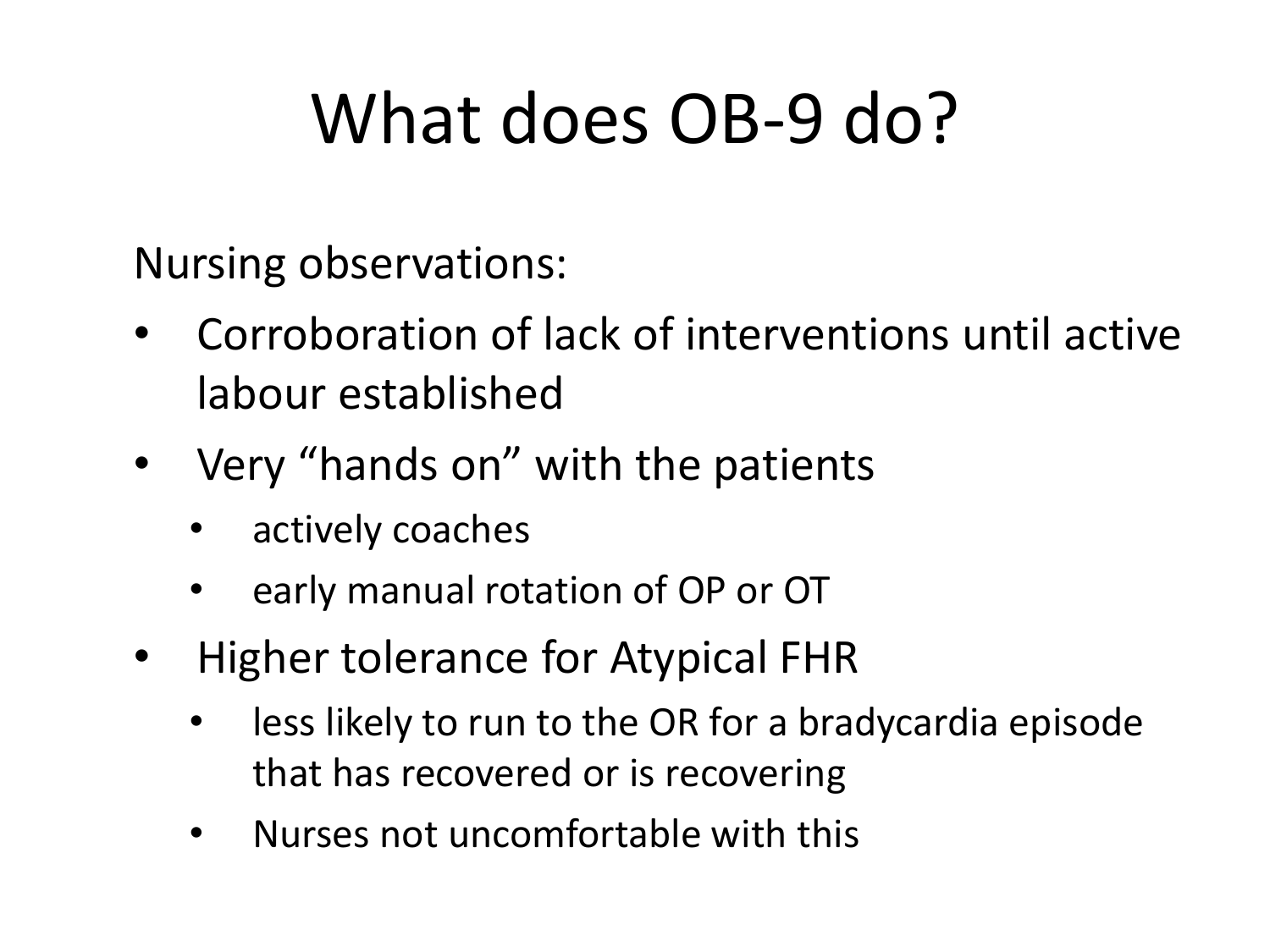# What does OB-9 do?

Nursing observations:

- Corroboration of lack of interventions until active labour established
- Very “hands on” with the patients
  - actively coaches
  - early manual rotation of OP or OT
- Higher tolerance for Atypical FHR
  - less likely to run to the OR for a bradycardia episode that has recovered or is recovering
  - Nurses not uncomfortable with this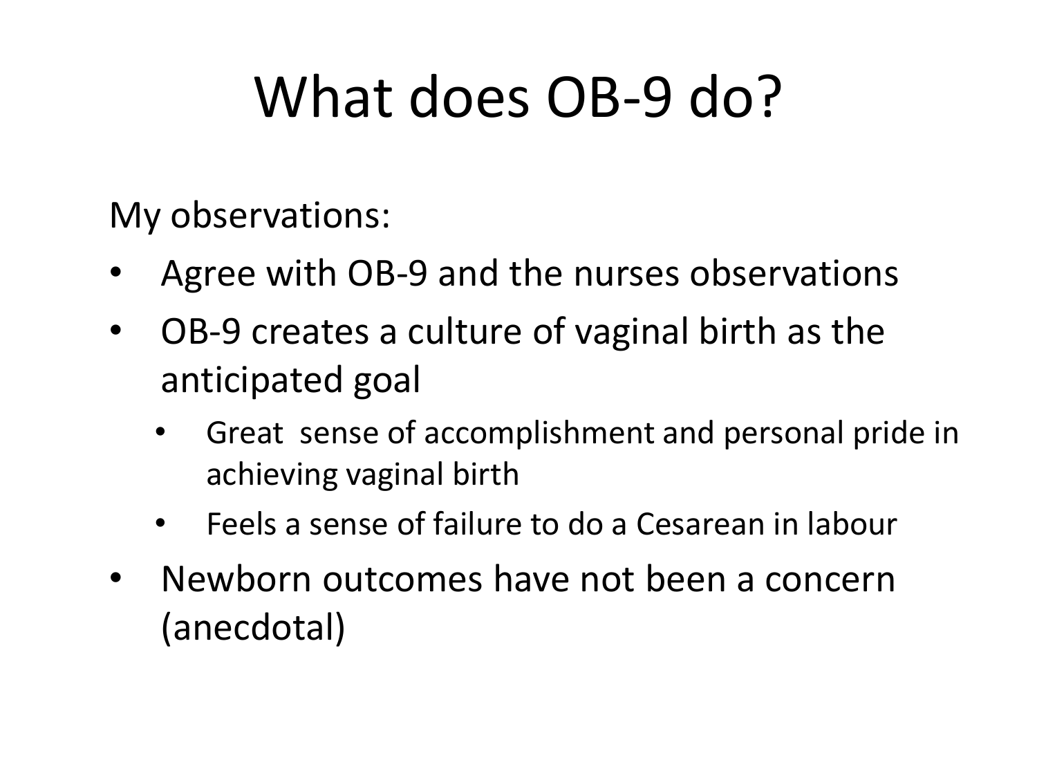# What does OB-9 do?

My observations:

- Agree with OB-9 and the nurses observations
- OB-9 creates a culture of vaginal birth as the anticipated goal
  - Great  sense of accomplishment and personal pride in achieving vaginal birth
  - Feels a sense of failure to do a Cesarean in labour
- Newborn outcomes have not been a concern (anecdotal)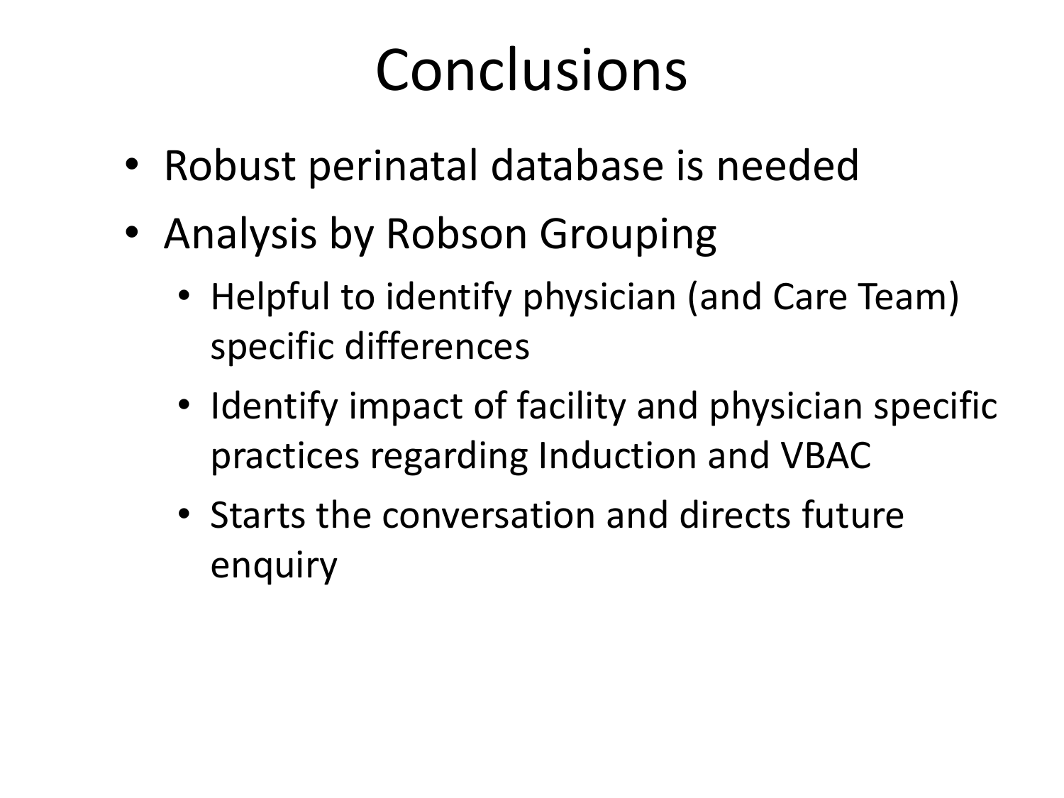# Conclusions

- Robust perinatal database is needed
- Analysis by Robson Grouping
  - Helpful to identify physician (and Care Team) specific differences
  - Identify impact of facility and physician specific practices regarding Induction and VBAC
  - Starts the conversation and directs future enquiry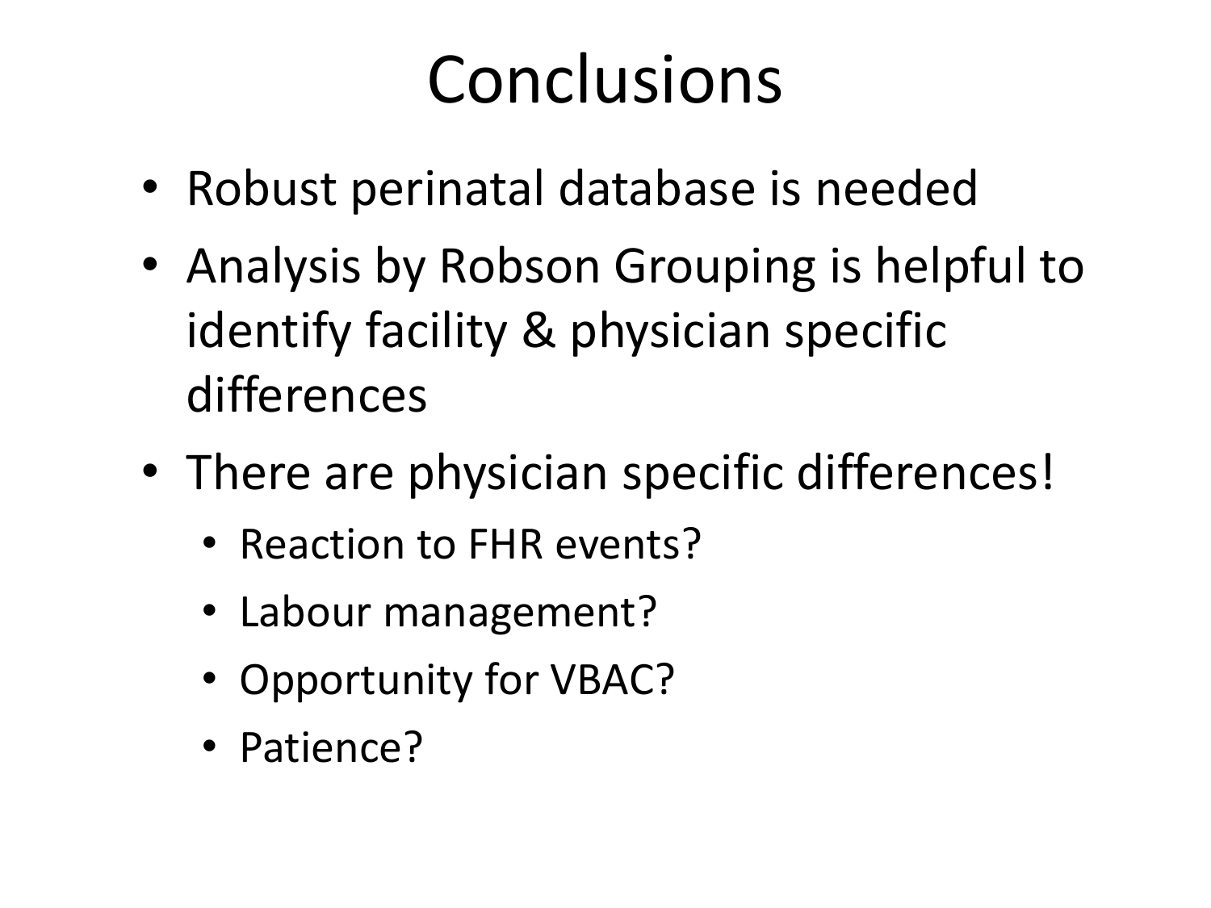# Conclusions

- Robust perinatal database is needed
- Analysis by Robson Grouping is helpful to identify facility & physician specific differences
- There are physician specific differences!
  - Reaction to FHR events?
  - Labour management?
  - Opportunity for VBAC?
  - Patience?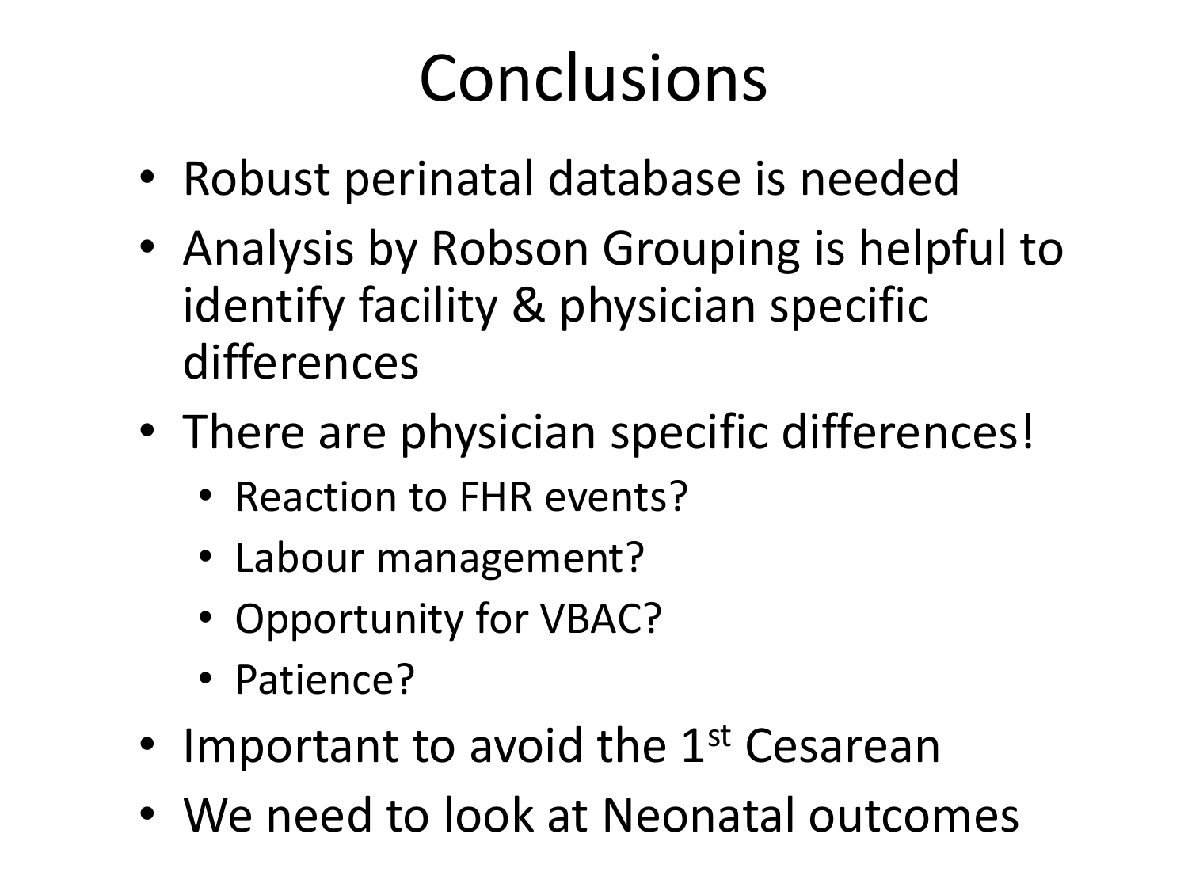# Conclusions

- Robust perinatal database is needed
- Analysis by Robson Grouping is helpful to identify facility & physician specific differences
- There are physician specific differences!
  - Reaction to FHR events?
  - Labour management?
  - Opportunity for VBAC?
  - Patience?
- Important to avoid the 1st Cesarean
- We need to look at Neonatal outcomes